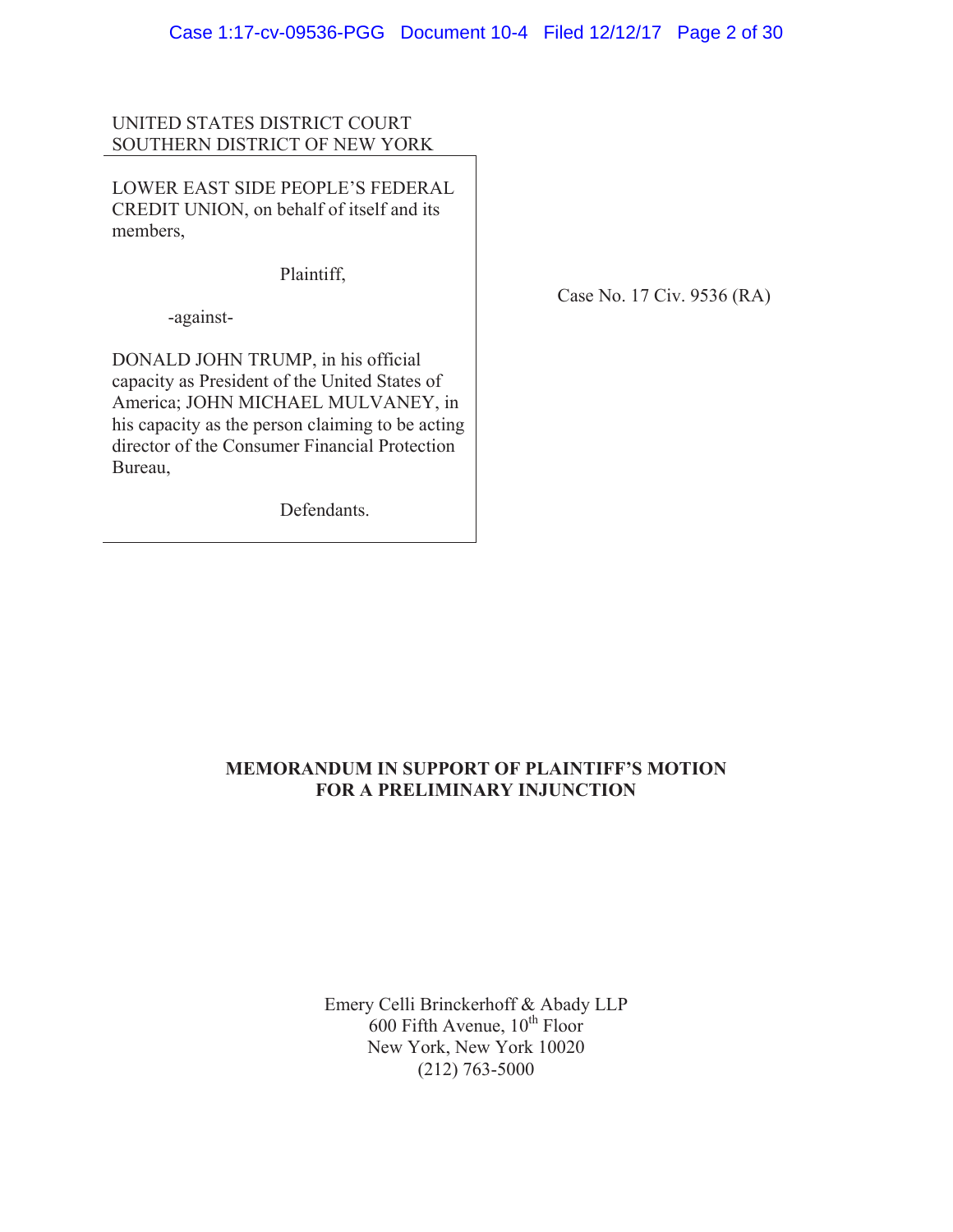UNITED STATES DISTRICT COURT
SOUTHERN DISTRICT OF NEW YORK

LOWER EAST SIDE PEOPLE'S FEDERAL CREDIT UNION, on behalf of itself and its members,

Plaintiff,

-against-

DONALD JOHN TRUMP, in his official capacity as President of the United States of America; JOHN MICHAEL MULVANEY, in his capacity as the person claiming to be acting director of the Consumer Financial Protection Bureau,

Defendants.

Case No. 17 Civ. 9536 (RA)

**MEMORANDUM IN SUPPORT OF PLAINTIFF'S MOTION FOR A PRELIMINARY INJUNCTION**

Emery Celli Brinckerhoff & Abady LLP
600 Fifth Avenue, 10th Floor
New York, New York 10020
(212) 763-5000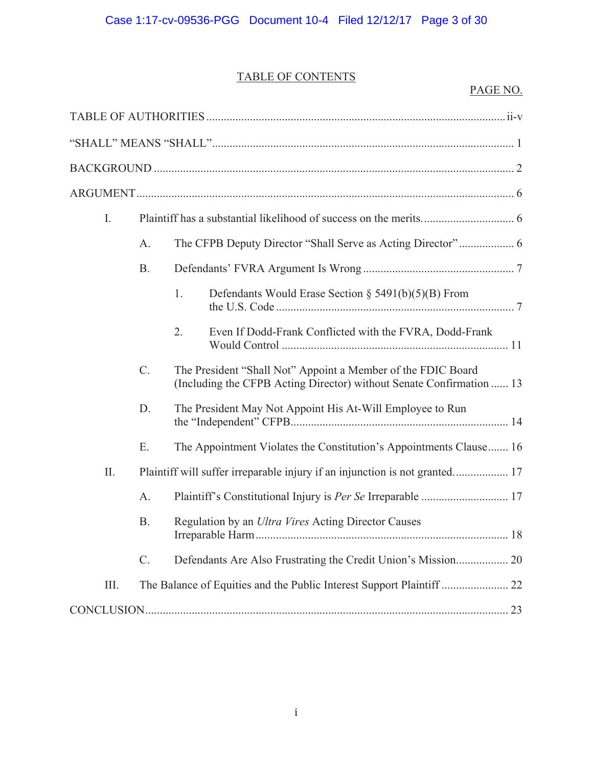# TABLE OF CONTENTS

PAGE NO.

TABLE OF AUTHORITIES ..................................................... ii-v

"SHALL" MEANS "SHALL" ..................................................... 1

BACKGROUND ..................................................... 2

ARGUMENT ..................................................... 6

- I. Plaintiff has a substantial likelihood of success on the merits. ..................................................... 6
  - A. The CFPB Deputy Director "Shall Serve as Acting Director" ..................................................... 6
  - B. Defendants' FVRA Argument Is Wrong ..................................................... 7
    - 1. Defendants Would Erase Section § 5491(b)(5)(B) From the U.S. Code ..................................................... 7
    - 2. Even If Dodd-Frank Conflicted with the FVRA, Dodd-Frank Would Control ..................................................... 11
  - C. The President "Shall Not" Appoint a Member of the FDIC Board (Including the CFPB Acting Director) without Senate Confirmation ..................................................... 13
  - D. The President May Not Appoint His At-Will Employee to Run the "Independent" CFPB ..................................................... 14
  - E. The Appointment Violates the Constitution's Appointments Clause ..................................................... 16
- II. Plaintiff will suffer irreparable injury if an injunction is not granted. ..................................................... 17
  - A. Plaintiff's Constitutional Injury is *Per Se* Irreparable ..................................................... 17
  - B. Regulation by an *Ultra Vires* Acting Director Causes Irreparable Harm ..................................................... 18
  - C. Defendants Are Also Frustrating the Credit Union's Mission ..................................................... 20
- III. The Balance of Equities and the Public Interest Support Plaintiff ..................................................... 22

CONCLUSION ..................................................... 23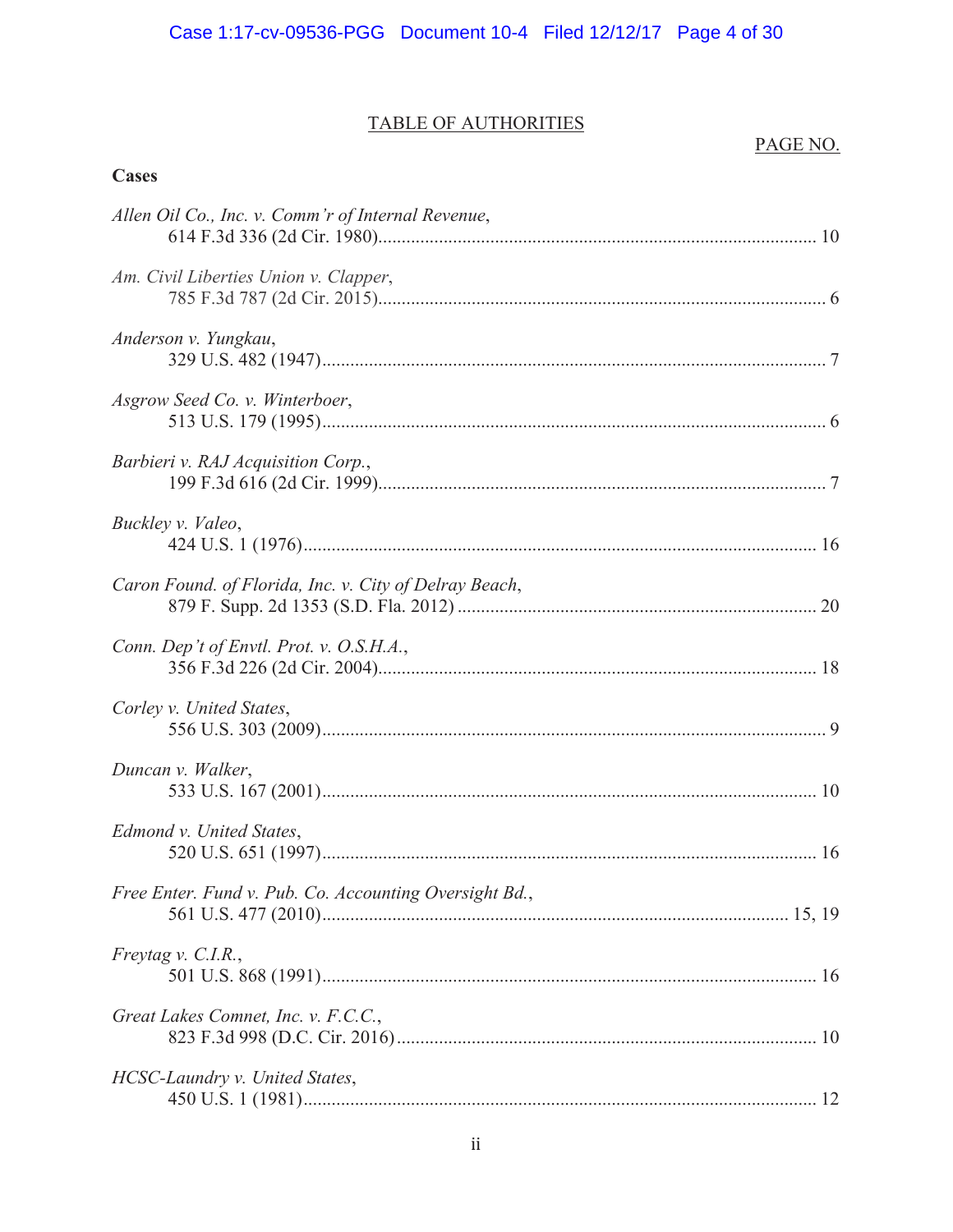## TABLE OF AUTHORITIES

PAGE NO.

**Cases**

*Allen Oil Co., Inc. v. Comm'r of Internal Revenue*,
614 F.3d 336 (2d Cir. 1980) ........................................................ 10

*Am. Civil Liberties Union v. Clapper*,
785 F.3d 787 (2d Cir. 2015) ........................................................ 6

*Anderson v. Yungkau*,
329 U.S. 482 (1947) ........................................................ 7

*Asgrow Seed Co. v. Winterboer*,
513 U.S. 179 (1995) ........................................................ 6

*Barbieri v. RAJ Acquisition Corp.*,
199 F.3d 616 (2d Cir. 1999) ........................................................ 7

*Buckley v. Valeo*,
424 U.S. 1 (1976) ........................................................ 16

*Caron Found. of Florida, Inc. v. City of Delray Beach*,
879 F. Supp. 2d 1353 (S.D. Fla. 2012) ........................................................ 20

*Conn. Dep't of Envtl. Prot. v. O.S.H.A.*,
356 F.3d 226 (2d Cir. 2004) ........................................................ 18

*Corley v. United States*,
556 U.S. 303 (2009) ........................................................ 9

*Duncan v. Walker*,
533 U.S. 167 (2001) ........................................................ 10

*Edmond v. United States*,
520 U.S. 651 (1997) ........................................................ 16

*Free Enter. Fund v. Pub. Co. Accounting Oversight Bd.*,
561 U.S. 477 (2010) ........................................................ 15, 19

*Freytag v. C.I.R.*,
501 U.S. 868 (1991) ........................................................ 16

*Great Lakes Comnet, Inc. v. F.C.C.*,
823 F.3d 998 (D.C. Cir. 2016) ........................................................ 10

*HCSC-Laundry v. United States*,
450 U.S. 1 (1981) ........................................................ 12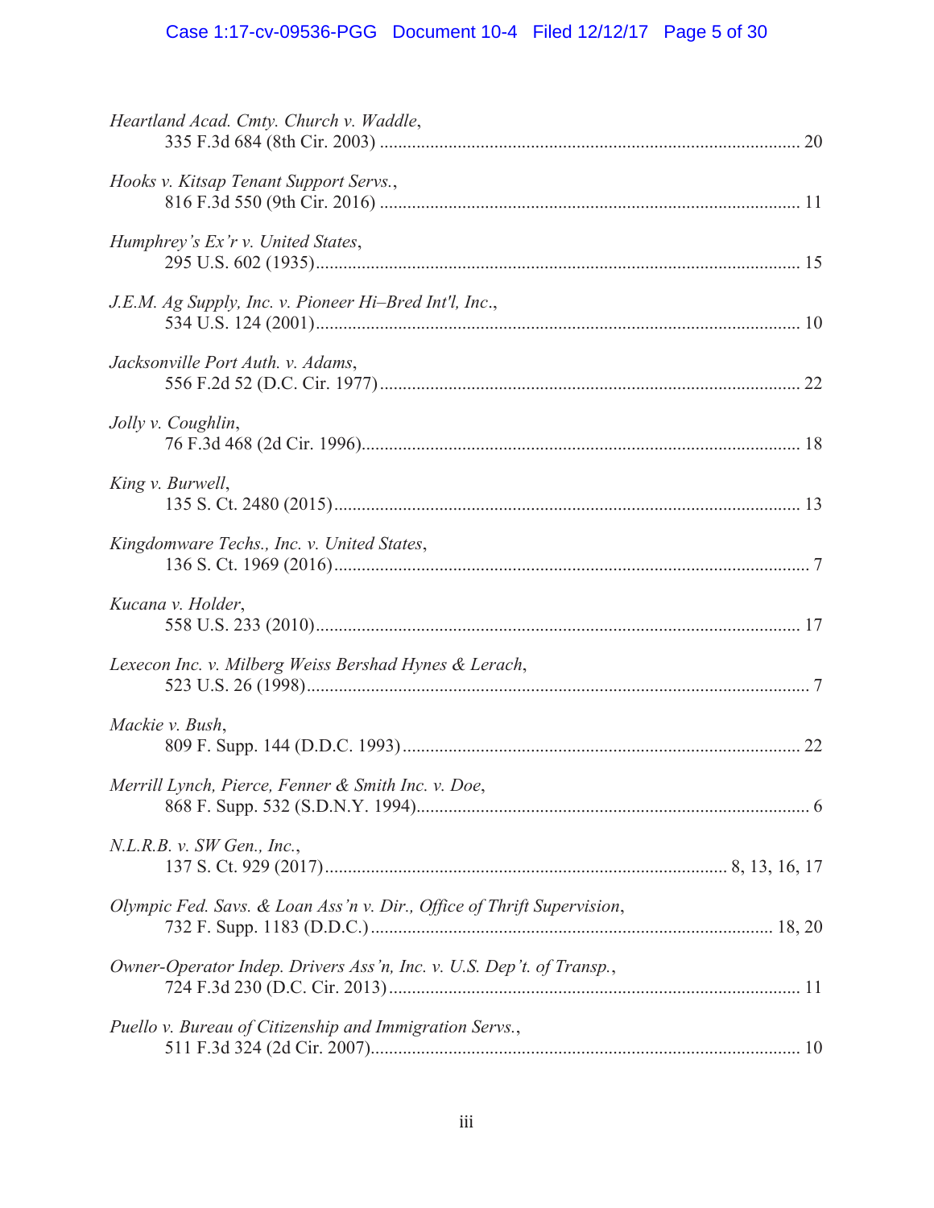*Heartland Acad. Cmty. Church v. Waddle*,
335 F.3d 684 (8th Cir. 2003) .......... 20

*Hooks v. Kitsap Tenant Support Servs.*,
816 F.3d 550 (9th Cir. 2016) .......... 11

*Humphrey's Ex'r v. United States*,
295 U.S. 602 (1935) .......... 15

*J.E.M. Ag Supply, Inc. v. Pioneer Hi–Bred Int'l, Inc.*,
534 U.S. 124 (2001) .......... 10

*Jacksonville Port Auth. v. Adams*,
556 F.2d 52 (D.C. Cir. 1977) .......... 22

*Jolly v. Coughlin*,
76 F.3d 468 (2d Cir. 1996) .......... 18

*King v. Burwell*,
135 S. Ct. 2480 (2015) .......... 13

*Kingdomware Techs., Inc. v. United States*,
136 S. Ct. 1969 (2016) .......... 7

*Kucana v. Holder*,
558 U.S. 233 (2010) .......... 17

*Lexecon Inc. v. Milberg Weiss Bershad Hynes & Lerach*,
523 U.S. 26 (1998) .......... 7

*Mackie v. Bush*,
809 F. Supp. 144 (D.D.C. 1993) .......... 22

*Merrill Lynch, Pierce, Fenner & Smith Inc. v. Doe*,
868 F. Supp. 532 (S.D.N.Y. 1994) .......... 6

*N.L.R.B. v. SW Gen., Inc.*,
137 S. Ct. 929 (2017) .......... 8, 13, 16, 17

*Olympic Fed. Savs. & Loan Ass'n v. Dir., Office of Thrift Supervision*,
732 F. Supp. 1183 (D.D.C.) .......... 18, 20

*Owner-Operator Indep. Drivers Ass'n, Inc. v. U.S. Dep't. of Transp.*,
724 F.3d 230 (D.C. Cir. 2013) .......... 11

*Puello v. Bureau of Citizenship and Immigration Servs.*,
511 F.3d 324 (2d Cir. 2007) .......... 10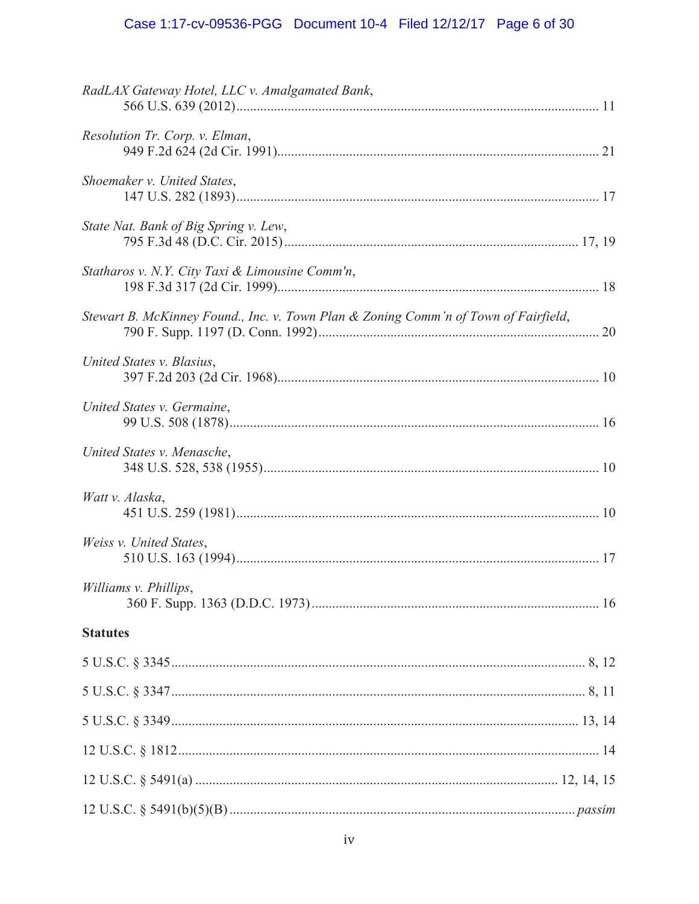*RadLAX Gateway Hotel, LLC v. Amalgamated Bank*,
566 U.S. 639 (2012) ........................................................................................................ 11

*Resolution Tr. Corp. v. Elman*,
949 F.2d 624 (2d Cir. 1991) ............................................................................................ 21

*Shoemaker v. United States*,
147 U.S. 282 (1893) ........................................................................................................ 17

*State Nat. Bank of Big Spring v. Lew*,
795 F.3d 48 (D.C. Cir. 2015) ..................................................................................... 17, 19

*Statharos v. N.Y. City Taxi & Limousine Comm'n*,
198 F.3d 317 (2d Cir. 1999) ............................................................................................ 18

*Stewart B. McKinney Found., Inc. v. Town Plan & Zoning Comm'n of Town of Fairfield*,
790 F. Supp. 1197 (D. Conn. 1992) ................................................................................. 20

*United States v. Blasius*,
397 F.2d 203 (2d Cir. 1968) ............................................................................................ 10

*United States v. Germaine*,
99 U.S. 508 (1878) .......................................................................................................... 16

*United States v. Menasche*,
348 U.S. 528, 538 (1955) ................................................................................................. 10

*Watt v. Alaska*,
451 U.S. 259 (1981) ........................................................................................................ 10

*Weiss v. United States*,
510 U.S. 163 (1994) ........................................................................................................ 17

*Williams v. Phillips*,
360 F. Supp. 1363 (D.D.C. 1973) ................................................................................... 16

**Statutes**

5 U.S.C. § 3345 ......................................................................................................... 8, 12

5 U.S.C. § 3347 ......................................................................................................... 8, 11

5 U.S.C. § 3349 ....................................................................................................... 13, 14

12 U.S.C. § 1812 ............................................................................................................. 14

12 U.S.C. § 5491(a) ............................................................................................ 12, 14, 15

12 U.S.C. § 5491(b)(5)(B) ........................................................................................ *passim*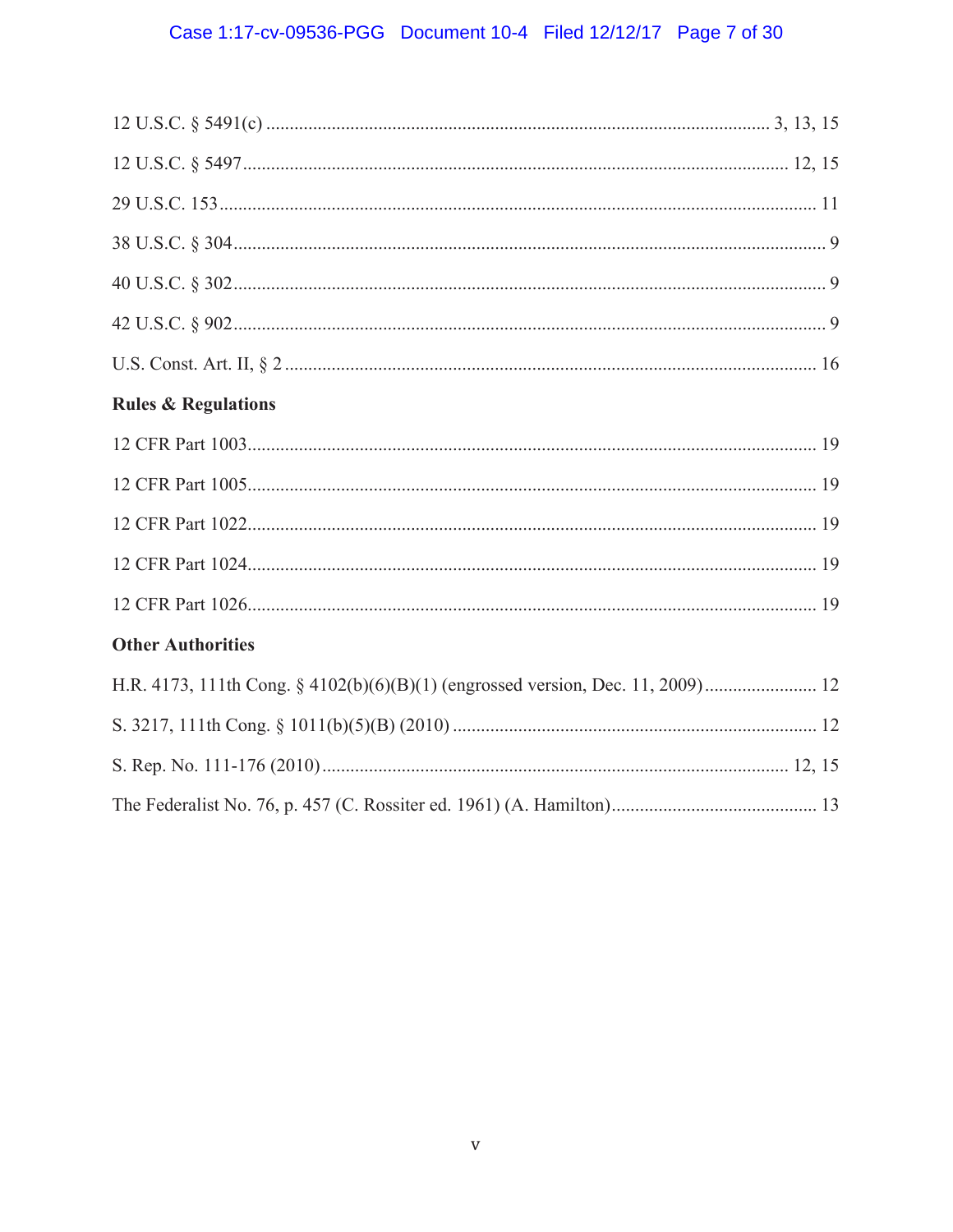12 U.S.C. § 5491(c) .......................................................................................................... 3, 13, 15

12 U.S.C. § 5497 .................................................................................................................. 12, 15

29 U.S.C. 153 ............................................................................................................................. 11

38 U.S.C. § 304 ............................................................................................................................. 9

40 U.S.C. § 302 ............................................................................................................................. 9

42 U.S.C. § 902 ............................................................................................................................. 9

U.S. Const. Art. II, § 2 ................................................................................................................. 16

**Rules & Regulations**

12 CFR Part 1003 ......................................................................................................................... 19

12 CFR Part 1005 ......................................................................................................................... 19

12 CFR Part 1022 ......................................................................................................................... 19

12 CFR Part 1024 ......................................................................................................................... 19

12 CFR Part 1026 ......................................................................................................................... 19

**Other Authorities**

H.R. 4173, 111th Cong. § 4102(b)(6)(B)(1) (engrossed version, Dec. 11, 2009) ........................ 12

S. 3217, 111th Cong. § 1011(b)(5)(B) (2010) ............................................................................. 12

S. Rep. No. 111-176 (2010) .................................................................................................... 12, 15

The Federalist No. 76, p. 457 (C. Rossiter ed. 1961) (A. Hamilton) ........................................... 13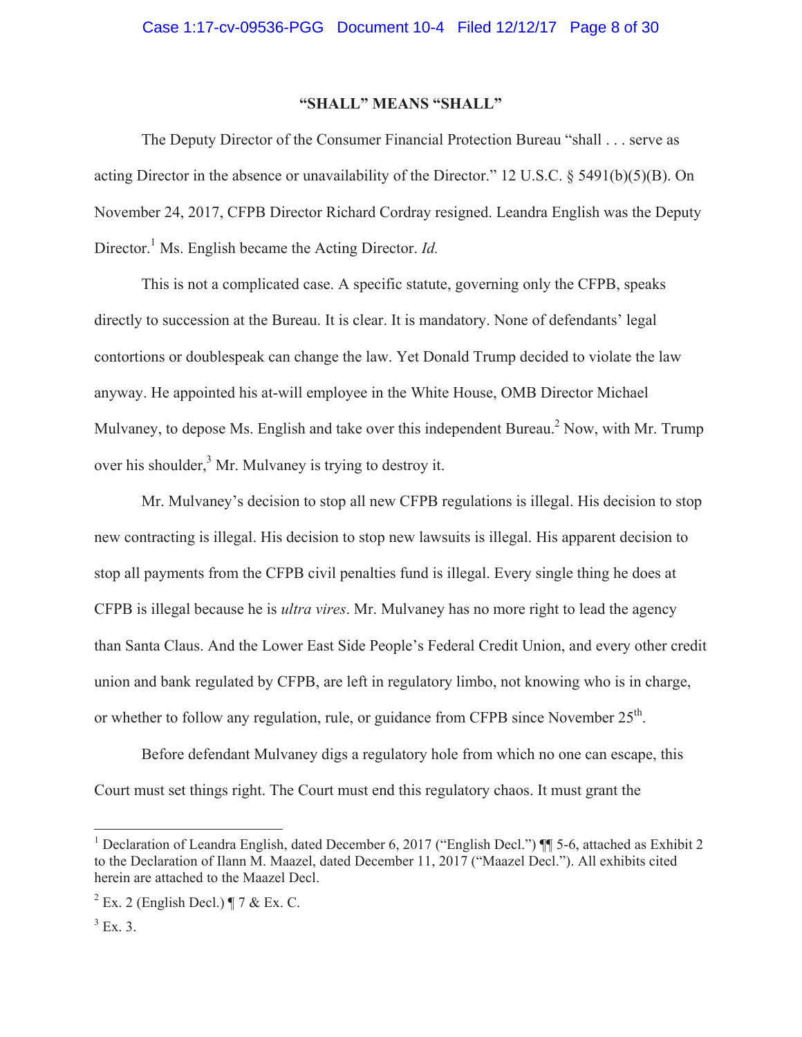## "SHALL" MEANS "SHALL"

The Deputy Director of the Consumer Financial Protection Bureau "shall . . . serve as acting Director in the absence or unavailability of the Director." 12 U.S.C. § 5491(b)(5)(B). On November 24, 2017, CFPB Director Richard Cordray resigned. Leandra English was the Deputy Director.[1] Ms. English became the Acting Director. *Id.*

This is not a complicated case. A specific statute, governing only the CFPB, speaks directly to succession at the Bureau. It is clear. It is mandatory. None of defendants' legal contortions or doublespeak can change the law. Yet Donald Trump decided to violate the law anyway. He appointed his at-will employee in the White House, OMB Director Michael Mulvaney, to depose Ms. English and take over this independent Bureau.[2] Now, with Mr. Trump over his shoulder,[3] Mr. Mulvaney is trying to destroy it.

Mr. Mulvaney's decision to stop all new CFPB regulations is illegal. His decision to stop new contracting is illegal. His decision to stop new lawsuits is illegal. His apparent decision to stop all payments from the CFPB civil penalties fund is illegal. Every single thing he does at CFPB is illegal because he is *ultra vires*. Mr. Mulvaney has no more right to lead the agency than Santa Claus. And the Lower East Side People's Federal Credit Union, and every other credit union and bank regulated by CFPB, are left in regulatory limbo, not knowing who is in charge, or whether to follow any regulation, rule, or guidance from CFPB since November 25th.

Before defendant Mulvaney digs a regulatory hole from which no one can escape, this Court must set things right. The Court must end this regulatory chaos. It must grant the

---

[1] Declaration of Leandra English, dated December 6, 2017 ("English Decl.") ¶¶ 5-6, attached as Exhibit 2 to the Declaration of Ilann M. Maazel, dated December 11, 2017 ("Maazel Decl."). All exhibits cited herein are attached to the Maazel Decl.

[2] Ex. 2 (English Decl.) ¶ 7 & Ex. C.

[3] Ex. 3.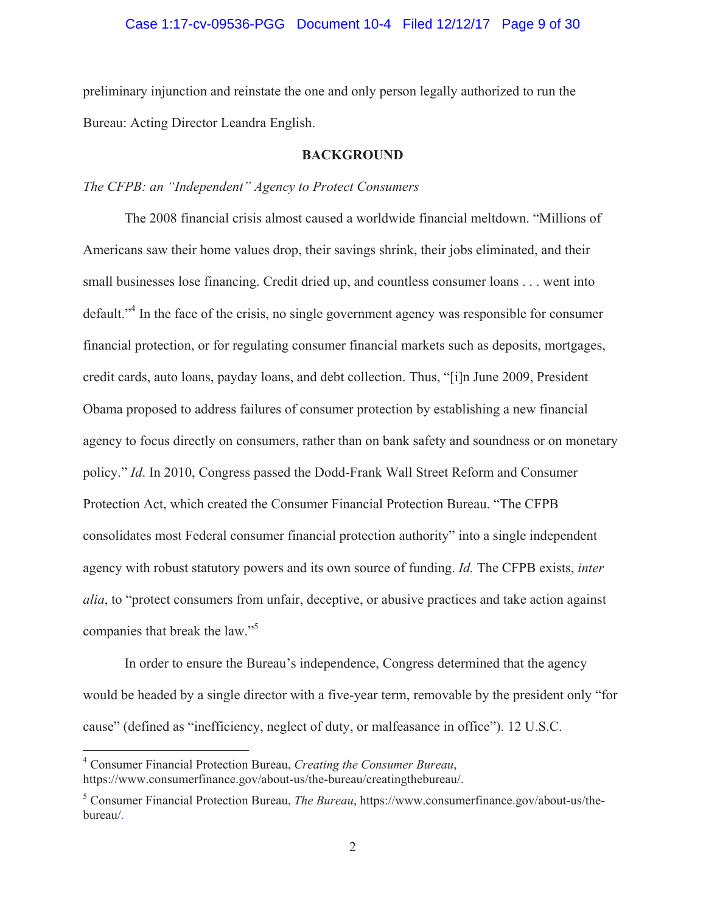preliminary injunction and reinstate the one and only person legally authorized to run the Bureau: Acting Director Leandra English.

## BACKGROUND

*The CFPB: an "Independent" Agency to Protect Consumers*

The 2008 financial crisis almost caused a worldwide financial meltdown. "Millions of Americans saw their home values drop, their savings shrink, their jobs eliminated, and their small businesses lose financing. Credit dried up, and countless consumer loans . . . went into default."[4] In the face of the crisis, no single government agency was responsible for consumer financial protection, or for regulating consumer financial markets such as deposits, mortgages, credit cards, auto loans, payday loans, and debt collection. Thus, "[i]n June 2009, President Obama proposed to address failures of consumer protection by establishing a new financial agency to focus directly on consumers, rather than on bank safety and soundness or on monetary policy." *Id*. In 2010, Congress passed the Dodd-Frank Wall Street Reform and Consumer Protection Act, which created the Consumer Financial Protection Bureau. "The CFPB consolidates most Federal consumer financial protection authority" into a single independent agency with robust statutory powers and its own source of funding. *Id.* The CFPB exists, *inter alia*, to "protect consumers from unfair, deceptive, or abusive practices and take action against companies that break the law."[5]

In order to ensure the Bureau's independence, Congress determined that the agency would be headed by a single director with a five-year term, removable by the president only "for cause" (defined as "inefficiency, neglect of duty, or malfeasance in office"). 12 U.S.C.

---

[4] Consumer Financial Protection Bureau, *Creating the Consumer Bureau*, https://www.consumerfinance.gov/about-us/the-bureau/creatingthebureau/.

[5] Consumer Financial Protection Bureau, *The Bureau*, https://www.consumerfinance.gov/about-us/the-bureau/.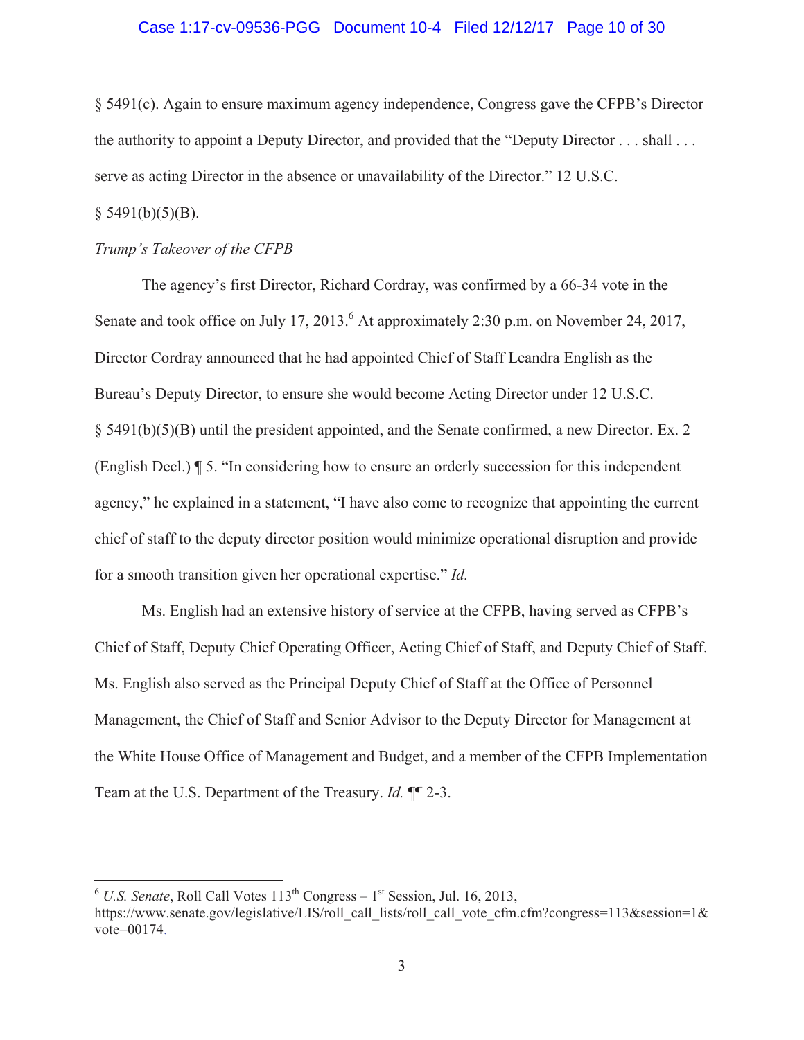§ 5491(c). Again to ensure maximum agency independence, Congress gave the CFPB's Director the authority to appoint a Deputy Director, and provided that the "Deputy Director . . . shall . . . serve as acting Director in the absence or unavailability of the Director." 12 U.S.C. § 5491(b)(5)(B).

*Trump's Takeover of the CFPB*

The agency's first Director, Richard Cordray, was confirmed by a 66-34 vote in the Senate and took office on July 17, 2013.[6] At approximately 2:30 p.m. on November 24, 2017, Director Cordray announced that he had appointed Chief of Staff Leandra English as the Bureau's Deputy Director, to ensure she would become Acting Director under 12 U.S.C. § 5491(b)(5)(B) until the president appointed, and the Senate confirmed, a new Director. Ex. 2 (English Decl.) ¶ 5. "In considering how to ensure an orderly succession for this independent agency," he explained in a statement, "I have also come to recognize that appointing the current chief of staff to the deputy director position would minimize operational disruption and provide for a smooth transition given her operational expertise." *Id.*

Ms. English had an extensive history of service at the CFPB, having served as CFPB's Chief of Staff, Deputy Chief Operating Officer, Acting Chief of Staff, and Deputy Chief of Staff. Ms. English also served as the Principal Deputy Chief of Staff at the Office of Personnel Management, the Chief of Staff and Senior Advisor to the Deputy Director for Management at the White House Office of Management and Budget, and a member of the CFPB Implementation Team at the U.S. Department of the Treasury. *Id.* ¶¶ 2-3.

---

[6] *U.S. Senate*, Roll Call Votes 113th Congress – 1st Session, Jul. 16, 2013, https://www.senate.gov/legislative/LIS/roll_call_lists/roll_call_vote_cfm.cfm?congress=113&session=1&vote=00174.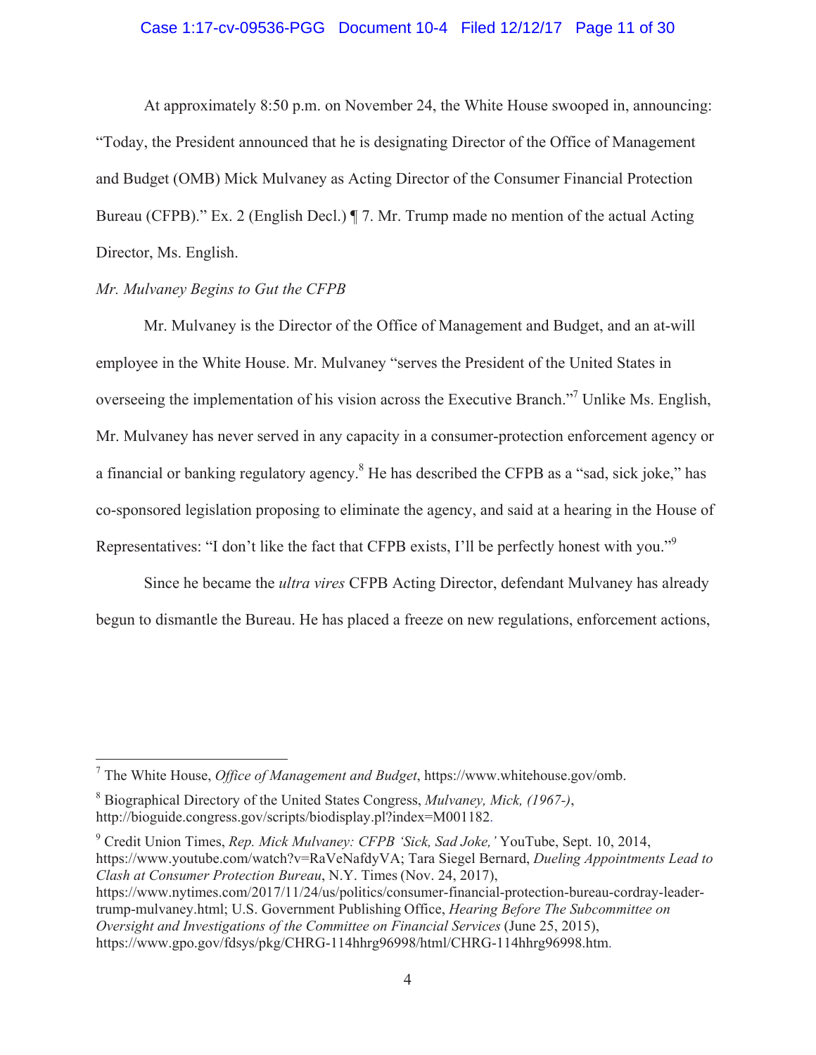At approximately 8:50 p.m. on November 24, the White House swooped in, announcing: "Today, the President announced that he is designating Director of the Office of Management and Budget (OMB) Mick Mulvaney as Acting Director of the Consumer Financial Protection Bureau (CFPB)." Ex. 2 (English Decl.) ¶ 7. Mr. Trump made no mention of the actual Acting Director, Ms. English.

*Mr. Mulvaney Begins to Gut the CFPB*

Mr. Mulvaney is the Director of the Office of Management and Budget, and an at-will employee in the White House. Mr. Mulvaney "serves the President of the United States in overseeing the implementation of his vision across the Executive Branch."[7] Unlike Ms. English, Mr. Mulvaney has never served in any capacity in a consumer-protection enforcement agency or a financial or banking regulatory agency.[8] He has described the CFPB as a "sad, sick joke," has co-sponsored legislation proposing to eliminate the agency, and said at a hearing in the House of Representatives: "I don't like the fact that CFPB exists, I'll be perfectly honest with you."[9]

Since he became the *ultra vires* CFPB Acting Director, defendant Mulvaney has already begun to dismantle the Bureau. He has placed a freeze on new regulations, enforcement actions,

---

[7] The White House, *Office of Management and Budget*, https://www.whitehouse.gov/omb.

[8] Biographical Directory of the United States Congress, *Mulvaney, Mick, (1967-)*, http://bioguide.congress.gov/scripts/biodisplay.pl?index=M001182.

[9] Credit Union Times, *Rep. Mick Mulvaney: CFPB 'Sick, Sad Joke,'* YouTube, Sept. 10, 2014, https://www.youtube.com/watch?v=RaVeNafdyVA; Tara Siegel Bernard, *Dueling Appointments Lead to Clash at Consumer Protection Bureau*, N.Y. Times (Nov. 24, 2017), https://www.nytimes.com/2017/11/24/us/politics/consumer-financial-protection-bureau-cordray-leader-trump-mulvaney.html; U.S. Government Publishing Office, *Hearing Before The Subcommittee on Oversight and Investigations of the Committee on Financial Services* (June 25, 2015), https://www.gpo.gov/fdsys/pkg/CHRG-114hhrg96998/html/CHRG-114hhrg96998.htm.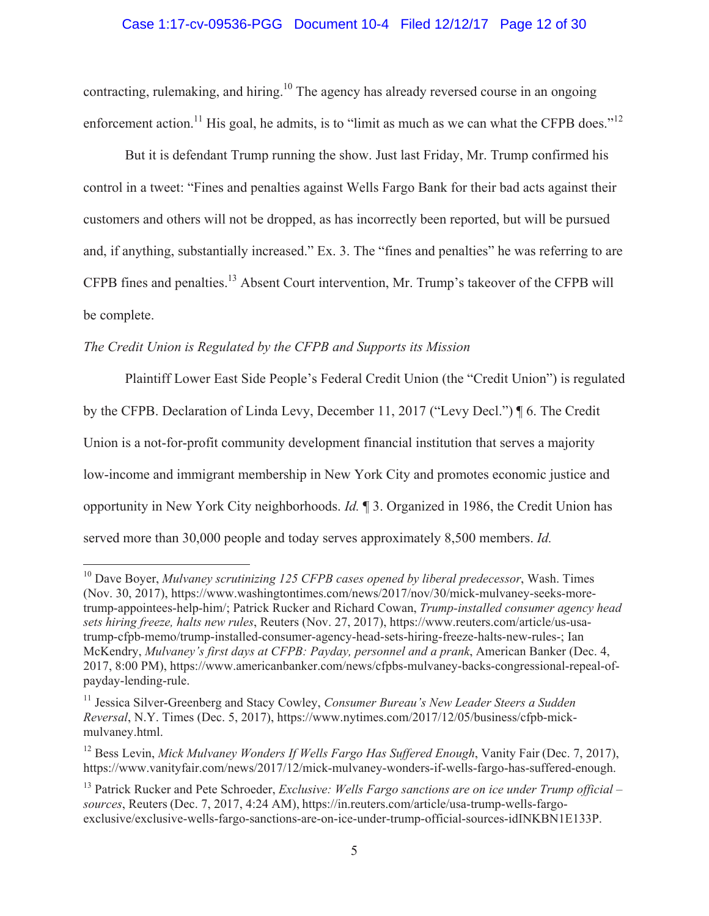contracting, rulemaking, and hiring.[10] The agency has already reversed course in an ongoing enforcement action.[11] His goal, he admits, is to "limit as much as we can what the CFPB does."[12]

But it is defendant Trump running the show. Just last Friday, Mr. Trump confirmed his control in a tweet: "Fines and penalties against Wells Fargo Bank for their bad acts against their customers and others will not be dropped, as has incorrectly been reported, but will be pursued and, if anything, substantially increased." Ex. 3. The "fines and penalties" he was referring to are CFPB fines and penalties.[13] Absent Court intervention, Mr. Trump's takeover of the CFPB will be complete.

*The Credit Union is Regulated by the CFPB and Supports its Mission*

Plaintiff Lower East Side People's Federal Credit Union (the "Credit Union") is regulated by the CFPB. Declaration of Linda Levy, December 11, 2017 ("Levy Decl.") ¶ 6. The Credit Union is a not-for-profit community development financial institution that serves a majority low-income and immigrant membership in New York City and promotes economic justice and opportunity in New York City neighborhoods. *Id.* ¶ 3. Organized in 1986, the Credit Union has served more than 30,000 people and today serves approximately 8,500 members. *Id.*

---

[10] Dave Boyer, *Mulvaney scrutinizing 125 CFPB cases opened by liberal predecessor*, Wash. Times (Nov. 30, 2017), https://www.washingtontimes.com/news/2017/nov/30/mick-mulvaney-seeks-more-trump-appointees-help-him/; Patrick Rucker and Richard Cowan, *Trump-installed consumer agency head sets hiring freeze, halts new rules*, Reuters (Nov. 27, 2017), https://www.reuters.com/article/us-usa-trump-cfpb-memo/trump-installed-consumer-agency-head-sets-hiring-freeze-halts-new-rules-; Ian McKendry, *Mulvaney's first days at CFPB: Payday, personnel and a prank*, American Banker (Dec. 4, 2017, 8:00 PM), https://www.americanbanker.com/news/cfpbs-mulvaney-backs-congressional-repeal-of-payday-lending-rule.

[11] Jessica Silver-Greenberg and Stacy Cowley, *Consumer Bureau's New Leader Steers a Sudden Reversal*, N.Y. Times (Dec. 5, 2017), https://www.nytimes.com/2017/12/05/business/cfpb-mick-mulvaney.html.

[12] Bess Levin, *Mick Mulvaney Wonders If Wells Fargo Has Suffered Enough*, Vanity Fair (Dec. 7, 2017), https://www.vanityfair.com/news/2017/12/mick-mulvaney-wonders-if-wells-fargo-has-suffered-enough.

[13] Patrick Rucker and Pete Schroeder, *Exclusive: Wells Fargo sanctions are on ice under Trump official – sources*, Reuters (Dec. 7, 2017, 4:24 AM), https://in.reuters.com/article/usa-trump-wells-fargo-exclusive/exclusive-wells-fargo-sanctions-are-on-ice-under-trump-official-sources-idINKBN1E133P.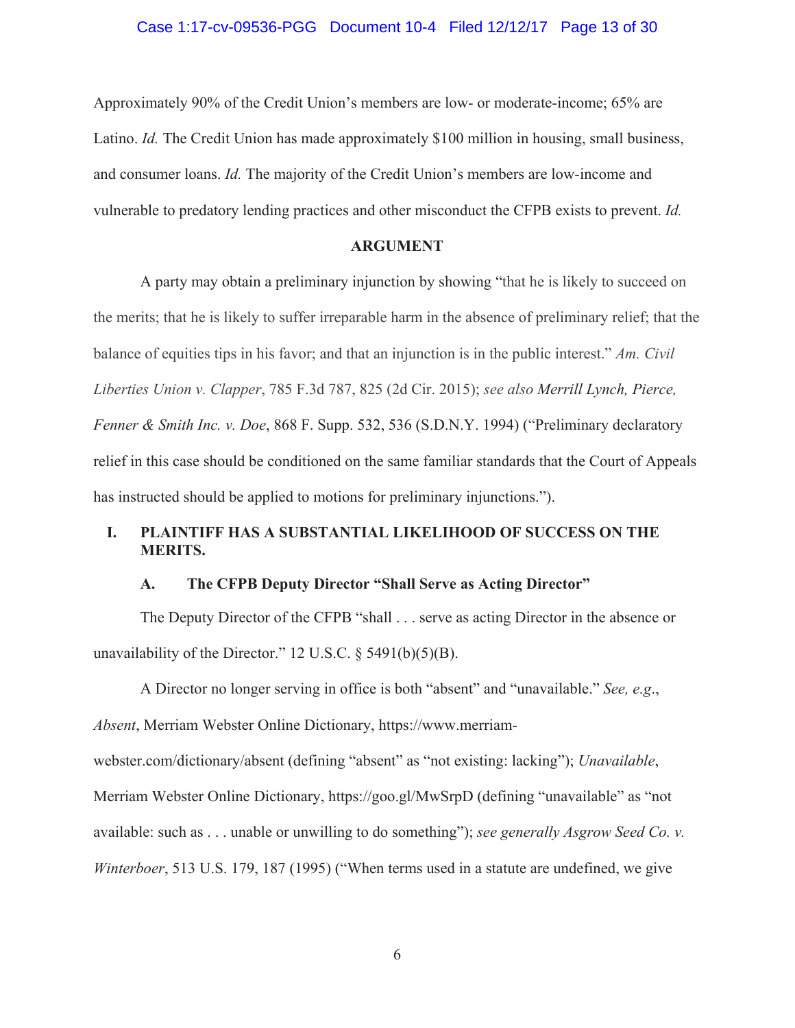Approximately 90% of the Credit Union's members are low- or moderate-income; 65% are Latino. *Id.* The Credit Union has made approximately $100 million in housing, small business, and consumer loans. *Id.* The majority of the Credit Union's members are low-income and vulnerable to predatory lending practices and other misconduct the CFPB exists to prevent. *Id.*

## ARGUMENT

A party may obtain a preliminary injunction by showing "that he is likely to succeed on the merits; that he is likely to suffer irreparable harm in the absence of preliminary relief; that the balance of equities tips in his favor; and that an injunction is in the public interest." *Am. Civil Liberties Union v. Clapper*, 785 F.3d 787, 825 (2d Cir. 2015); *see also Merrill Lynch, Pierce, Fenner & Smith Inc. v. Doe*, 868 F. Supp. 532, 536 (S.D.N.Y. 1994) ("Preliminary declaratory relief in this case should be conditioned on the same familiar standards that the Court of Appeals has instructed should be applied to motions for preliminary injunctions.").

### I. PLAINTIFF HAS A SUBSTANTIAL LIKELIHOOD OF SUCCESS ON THE MERITS.

#### A. The CFPB Deputy Director "Shall Serve as Acting Director"

The Deputy Director of the CFPB "shall . . . serve as acting Director in the absence or unavailability of the Director." 12 U.S.C. § 5491(b)(5)(B).

A Director no longer serving in office is both "absent" and "unavailable." *See, e.g.*, *Absent*, Merriam Webster Online Dictionary, https://www.merriam-webster.com/dictionary/absent (defining "absent" as "not existing: lacking"); *Unavailable*, Merriam Webster Online Dictionary, https://goo.gl/MwSrpD (defining "unavailable" as "not available: such as . . . unable or unwilling to do something"); *see generally Asgrow Seed Co. v. Winterboer*, 513 U.S. 179, 187 (1995) ("When terms used in a statute are undefined, we give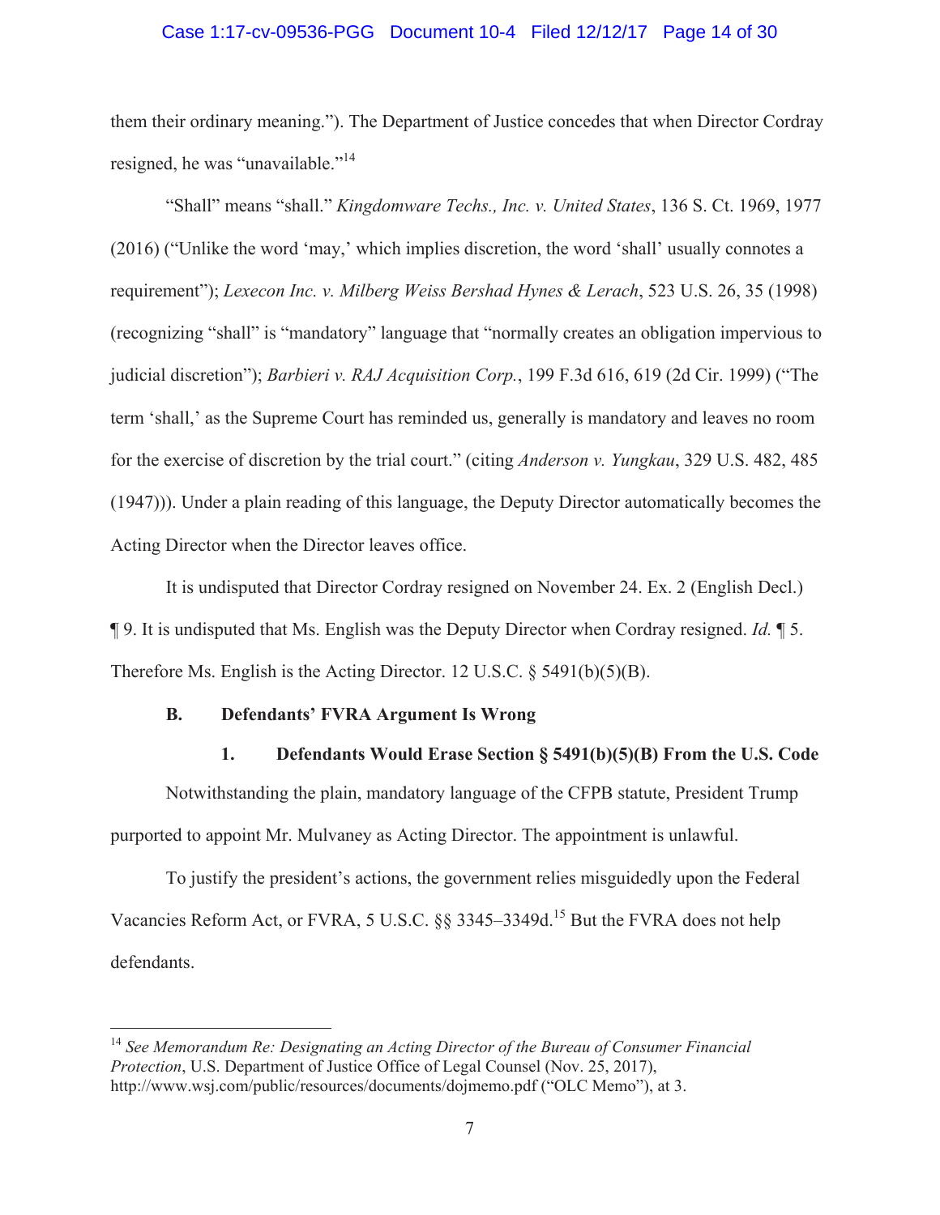them their ordinary meaning."). The Department of Justice concedes that when Director Cordray resigned, he was "unavailable."[14]

"Shall" means "shall." *Kingdomware Techs., Inc. v. United States*, 136 S. Ct. 1969, 1977 (2016) ("Unlike the word 'may,' which implies discretion, the word 'shall' usually connotes a requirement"); *Lexecon Inc. v. Milberg Weiss Bershad Hynes & Lerach*, 523 U.S. 26, 35 (1998) (recognizing "shall" is "mandatory" language that "normally creates an obligation impervious to judicial discretion"); *Barbieri v. RAJ Acquisition Corp.*, 199 F.3d 616, 619 (2d Cir. 1999) ("The term 'shall,' as the Supreme Court has reminded us, generally is mandatory and leaves no room for the exercise of discretion by the trial court." (citing *Anderson v. Yungkau*, 329 U.S. 482, 485 (1947))). Under a plain reading of this language, the Deputy Director automatically becomes the Acting Director when the Director leaves office.

It is undisputed that Director Cordray resigned on November 24. Ex. 2 (English Decl.) ¶ 9. It is undisputed that Ms. English was the Deputy Director when Cordray resigned. *Id.* ¶ 5. Therefore Ms. English is the Acting Director. 12 U.S.C. § 5491(b)(5)(B).

### B. Defendants' FVRA Argument Is Wrong

#### 1. Defendants Would Erase Section § 5491(b)(5)(B) From the U.S. Code

Notwithstanding the plain, mandatory language of the CFPB statute, President Trump purported to appoint Mr. Mulvaney as Acting Director. The appointment is unlawful.

To justify the president's actions, the government relies misguidedly upon the Federal Vacancies Reform Act, or FVRA, 5 U.S.C. §§ 3345–3349d.[15] But the FVRA does not help defendants.

---

[14] *See Memorandum Re: Designating an Acting Director of the Bureau of Consumer Financial Protection*, U.S. Department of Justice Office of Legal Counsel (Nov. 25, 2017), http://www.wsj.com/public/resources/documents/dojmemo.pdf ("OLC Memo"), at 3.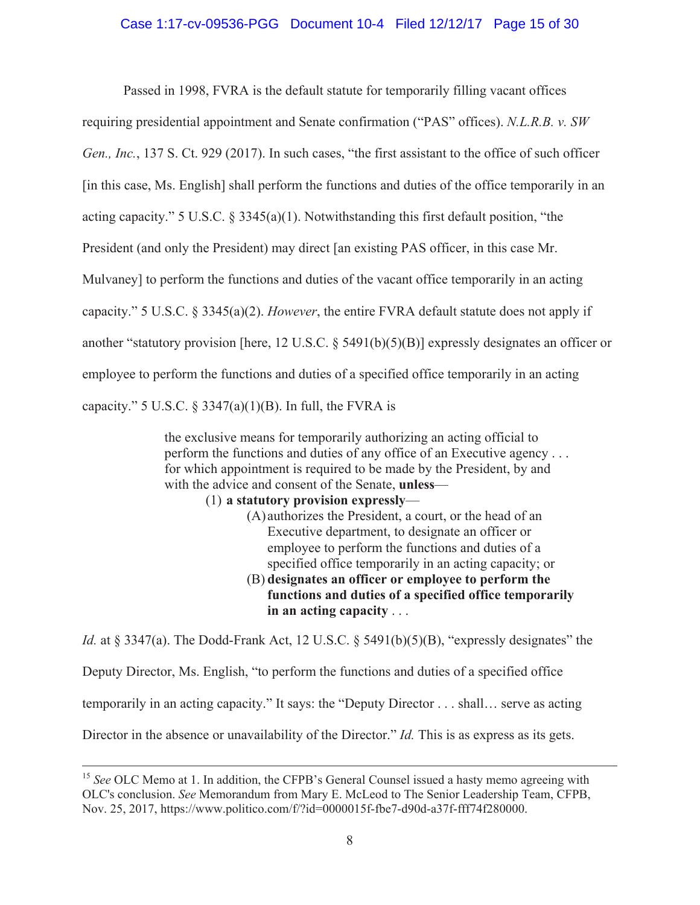Passed in 1998, FVRA is the default statute for temporarily filling vacant offices requiring presidential appointment and Senate confirmation ("PAS" offices). *N.L.R.B. v. SW Gen., Inc.*, 137 S. Ct. 929 (2017). In such cases, "the first assistant to the office of such officer [in this case, Ms. English] shall perform the functions and duties of the office temporarily in an acting capacity." 5 U.S.C. § 3345(a)(1). Notwithstanding this first default position, "the President (and only the President) may direct [an existing PAS officer, in this case Mr. Mulvaney] to perform the functions and duties of the vacant office temporarily in an acting capacity." 5 U.S.C. § 3345(a)(2). *However*, the entire FVRA default statute does not apply if another "statutory provision [here, 12 U.S.C. § 5491(b)(5)(B)] expressly designates an officer or employee to perform the functions and duties of a specified office temporarily in an acting capacity." 5 U.S.C. § 3347(a)(1)(B). In full, the FVRA is

> the exclusive means for temporarily authorizing an acting official to perform the functions and duties of any office of an Executive agency . . . for which appointment is required to be made by the President, by and with the advice and consent of the Senate, **unless**—
>
> (1) **a statutory provision expressly**—
>
> (A) authorizes the President, a court, or the head of an Executive department, to designate an officer or employee to perform the functions and duties of a specified office temporarily in an acting capacity; or
>
> (B) **designates an officer or employee to perform the functions and duties of a specified office temporarily in an acting capacity** . . .

*Id.* at § 3347(a). The Dodd-Frank Act, 12 U.S.C. § 5491(b)(5)(B), "expressly designates" the Deputy Director, Ms. English, "to perform the functions and duties of a specified office temporarily in an acting capacity." It says: the "Deputy Director . . . shall… serve as acting Director in the absence or unavailability of the Director." *Id.* This is as express as its gets.

---

[15] *See* OLC Memo at 1. In addition, the CFPB's General Counsel issued a hasty memo agreeing with OLC's conclusion. *See* Memorandum from Mary E. McLeod to The Senior Leadership Team, CFPB, Nov. 25, 2017, https://www.politico.com/f/?id=0000015f-fbe7-d90d-a37f-fff74f280000.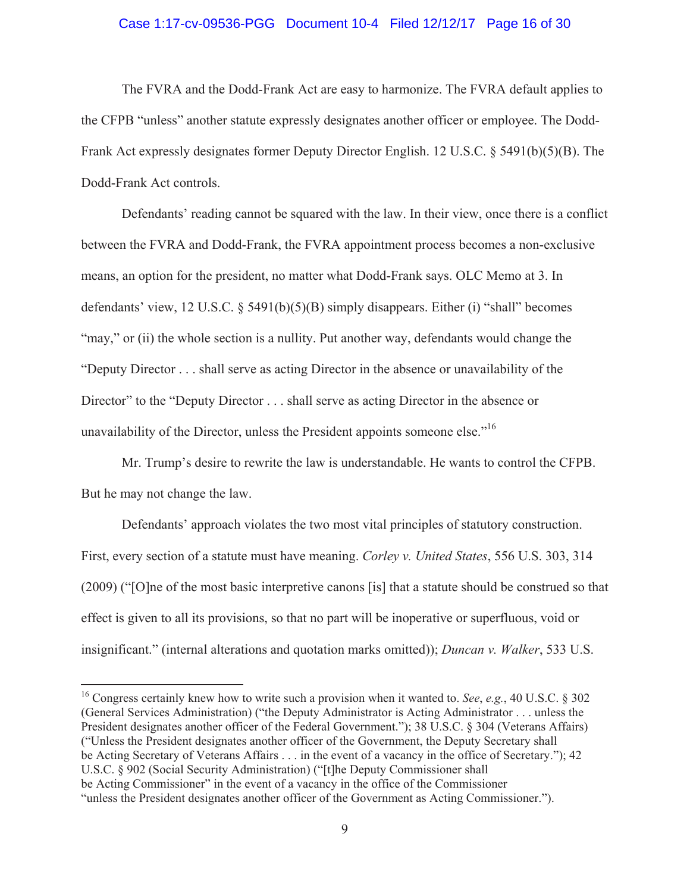The FVRA and the Dodd-Frank Act are easy to harmonize. The FVRA default applies to the CFPB "unless" another statute expressly designates another officer or employee. The Dodd-Frank Act expressly designates former Deputy Director English. 12 U.S.C. § 5491(b)(5)(B). The Dodd-Frank Act controls.

Defendants' reading cannot be squared with the law. In their view, once there is a conflict between the FVRA and Dodd-Frank, the FVRA appointment process becomes a non-exclusive means, an option for the president, no matter what Dodd-Frank says. OLC Memo at 3. In defendants' view, 12 U.S.C. § 5491(b)(5)(B) simply disappears. Either (i) "shall" becomes "may," or (ii) the whole section is a nullity. Put another way, defendants would change the "Deputy Director . . . shall serve as acting Director in the absence or unavailability of the Director" to the "Deputy Director . . . shall serve as acting Director in the absence or unavailability of the Director, unless the President appoints someone else."[16]

Mr. Trump's desire to rewrite the law is understandable. He wants to control the CFPB. But he may not change the law.

Defendants' approach violates the two most vital principles of statutory construction. First, every section of a statute must have meaning. *Corley v. United States*, 556 U.S. 303, 314 (2009) ("[O]ne of the most basic interpretive canons [is] that a statute should be construed so that effect is given to all its provisions, so that no part will be inoperative or superfluous, void or insignificant." (internal alterations and quotation marks omitted)); *Duncan v. Walker*, 533 U.S.

---

[16] Congress certainly knew how to write such a provision when it wanted to. *See*, *e.g.*, 40 U.S.C. § 302 (General Services Administration) ("the Deputy Administrator is Acting Administrator . . . unless the President designates another officer of the Federal Government."); 38 U.S.C. § 304 (Veterans Affairs) ("Unless the President designates another officer of the Government, the Deputy Secretary shall be Acting Secretary of Veterans Affairs . . . in the event of a vacancy in the office of Secretary."); 42 U.S.C. § 902 (Social Security Administration) ("[t]he Deputy Commissioner shall be Acting Commissioner" in the event of a vacancy in the office of the Commissioner "unless the President designates another officer of the Government as Acting Commissioner.").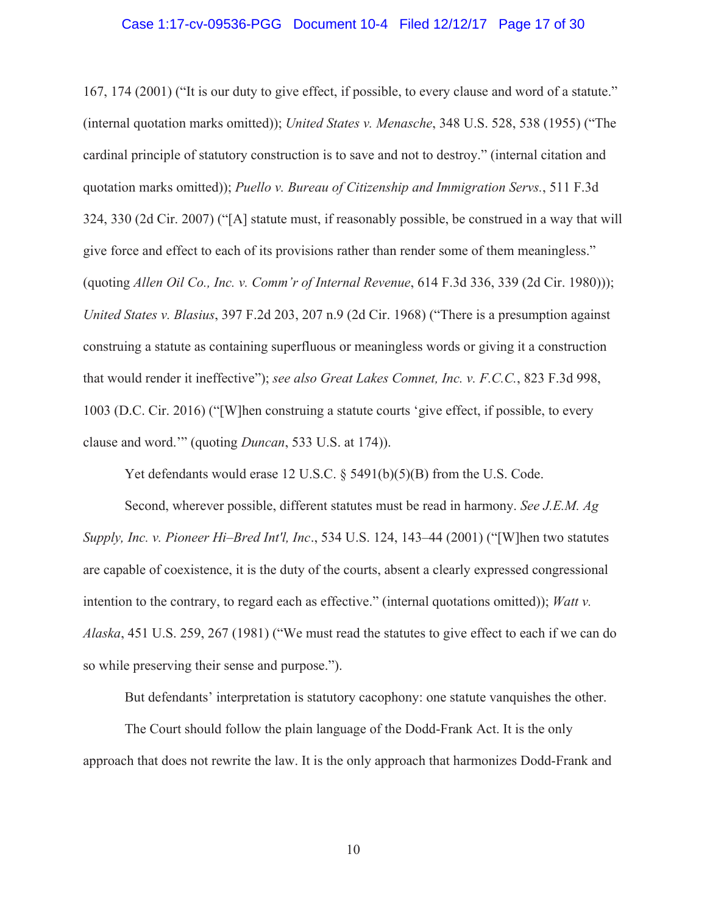167, 174 (2001) ("It is our duty to give effect, if possible, to every clause and word of a statute." (internal quotation marks omitted)); *United States v. Menasche*, 348 U.S. 528, 538 (1955) ("The cardinal principle of statutory construction is to save and not to destroy." (internal citation and quotation marks omitted)); *Puello v. Bureau of Citizenship and Immigration Servs.*, 511 F.3d 324, 330 (2d Cir. 2007) ("[A] statute must, if reasonably possible, be construed in a way that will give force and effect to each of its provisions rather than render some of them meaningless." (quoting *Allen Oil Co., Inc. v. Comm'r of Internal Revenue*, 614 F.3d 336, 339 (2d Cir. 1980))); *United States v. Blasius*, 397 F.2d 203, 207 n.9 (2d Cir. 1968) ("There is a presumption against construing a statute as containing superfluous or meaningless words or giving it a construction that would render it ineffective"); *see also Great Lakes Comnet, Inc. v. F.C.C.*, 823 F.3d 998, 1003 (D.C. Cir. 2016) ("[W]hen construing a statute courts 'give effect, if possible, to every clause and word.'" (quoting *Duncan*, 533 U.S. at 174)).

Yet defendants would erase 12 U.S.C. § 5491(b)(5)(B) from the U.S. Code.

Second, wherever possible, different statutes must be read in harmony. *See J.E.M. Ag Supply, Inc. v. Pioneer Hi–Bred Int'l, Inc*., 534 U.S. 124, 143–44 (2001) ("[W]hen two statutes are capable of coexistence, it is the duty of the courts, absent a clearly expressed congressional intention to the contrary, to regard each as effective." (internal quotations omitted)); *Watt v. Alaska*, 451 U.S. 259, 267 (1981) ("We must read the statutes to give effect to each if we can do so while preserving their sense and purpose.").

But defendants' interpretation is statutory cacophony: one statute vanquishes the other.

The Court should follow the plain language of the Dodd-Frank Act. It is the only approach that does not rewrite the law. It is the only approach that harmonizes Dodd-Frank and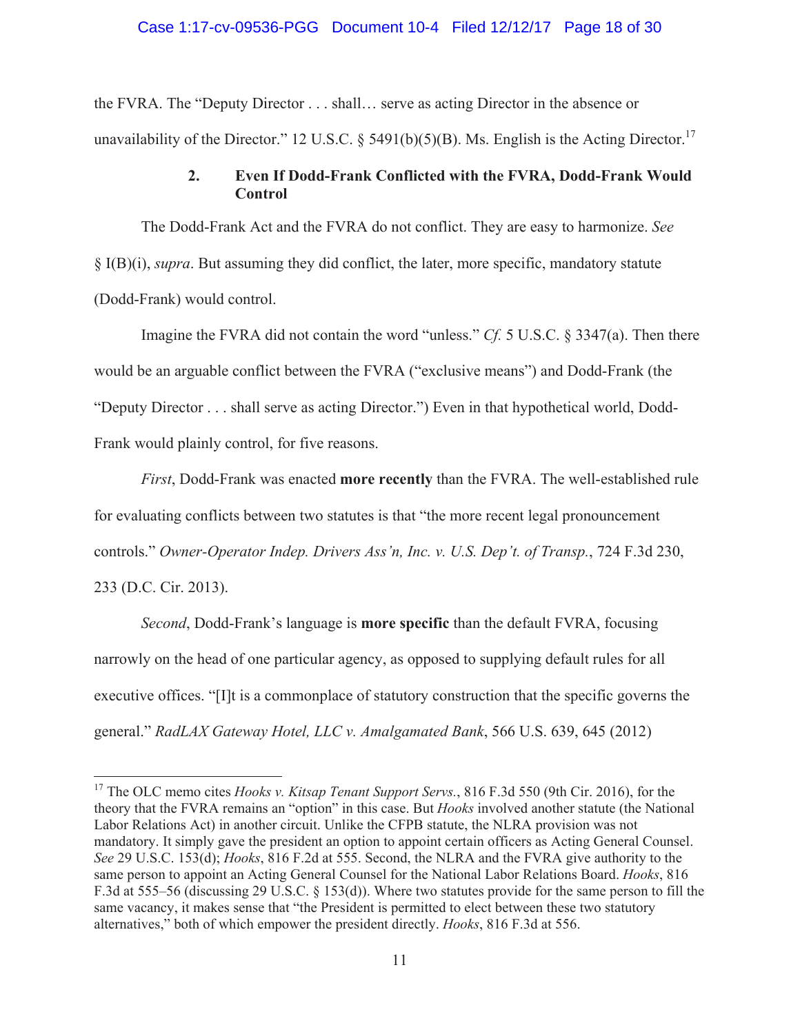the FVRA. The "Deputy Director . . . shall… serve as acting Director in the absence or unavailability of the Director." 12 U.S.C. § 5491(b)(5)(B). Ms. English is the Acting Director.[17]

### 2. Even If Dodd-Frank Conflicted with the FVRA, Dodd-Frank Would Control

The Dodd-Frank Act and the FVRA do not conflict. They are easy to harmonize. *See* § I(B)(i), *supra*. But assuming they did conflict, the later, more specific, mandatory statute (Dodd-Frank) would control.

Imagine the FVRA did not contain the word "unless." *Cf.* 5 U.S.C. § 3347(a). Then there would be an arguable conflict between the FVRA ("exclusive means") and Dodd-Frank (the "Deputy Director . . . shall serve as acting Director.") Even in that hypothetical world, Dodd-Frank would plainly control, for five reasons.

*First*, Dodd-Frank was enacted **more recently** than the FVRA. The well-established rule for evaluating conflicts between two statutes is that "the more recent legal pronouncement controls." *Owner-Operator Indep. Drivers Ass'n, Inc. v. U.S. Dep't. of Transp.*, 724 F.3d 230, 233 (D.C. Cir. 2013).

*Second*, Dodd-Frank's language is **more specific** than the default FVRA, focusing narrowly on the head of one particular agency, as opposed to supplying default rules for all executive offices. "[I]t is a commonplace of statutory construction that the specific governs the general." *RadLAX Gateway Hotel, LLC v. Amalgamated Bank*, 566 U.S. 639, 645 (2012)

---

[17] The OLC memo cites *Hooks v. Kitsap Tenant Support Servs.*, 816 F.3d 550 (9th Cir. 2016), for the theory that the FVRA remains an "option" in this case. But *Hooks* involved another statute (the National Labor Relations Act) in another circuit. Unlike the CFPB statute, the NLRA provision was not mandatory. It simply gave the president an option to appoint certain officers as Acting General Counsel. *See* 29 U.S.C. 153(d); *Hooks*, 816 F.2d at 555. Second, the NLRA and the FVRA give authority to the same person to appoint an Acting General Counsel for the National Labor Relations Board. *Hooks*, 816 F.3d at 555–56 (discussing 29 U.S.C. § 153(d)). Where two statutes provide for the same person to fill the same vacancy, it makes sense that "the President is permitted to elect between these two statutory alternatives," both of which empower the president directly. *Hooks*, 816 F.3d at 556.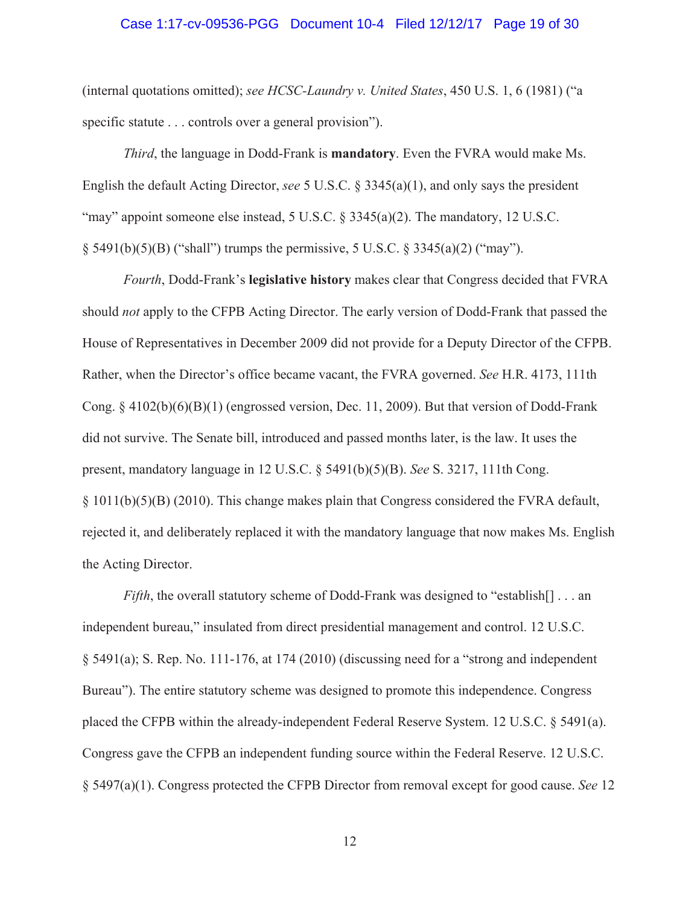(internal quotations omitted); *see HCSC-Laundry v. United States*, 450 U.S. 1, 6 (1981) ("a specific statute . . . controls over a general provision").

*Third*, the language in Dodd-Frank is **mandatory**. Even the FVRA would make Ms. English the default Acting Director, *see* 5 U.S.C. § 3345(a)(1), and only says the president "may" appoint someone else instead, 5 U.S.C. § 3345(a)(2). The mandatory, 12 U.S.C. § 5491(b)(5)(B) ("shall") trumps the permissive, 5 U.S.C. § 3345(a)(2) ("may").

*Fourth*, Dodd-Frank's **legislative history** makes clear that Congress decided that FVRA should *not* apply to the CFPB Acting Director. The early version of Dodd-Frank that passed the House of Representatives in December 2009 did not provide for a Deputy Director of the CFPB. Rather, when the Director's office became vacant, the FVRA governed. *See* H.R. 4173, 111th Cong. § 4102(b)(6)(B)(1) (engrossed version, Dec. 11, 2009). But that version of Dodd-Frank did not survive. The Senate bill, introduced and passed months later, is the law. It uses the present, mandatory language in 12 U.S.C. § 5491(b)(5)(B). *See* S. 3217, 111th Cong. § 1011(b)(5)(B) (2010). This change makes plain that Congress considered the FVRA default, rejected it, and deliberately replaced it with the mandatory language that now makes Ms. English the Acting Director.

*Fifth*, the overall statutory scheme of Dodd-Frank was designed to "establish[] . . . an independent bureau," insulated from direct presidential management and control. 12 U.S.C. § 5491(a); S. Rep. No. 111-176, at 174 (2010) (discussing need for a "strong and independent Bureau"). The entire statutory scheme was designed to promote this independence. Congress placed the CFPB within the already-independent Federal Reserve System. 12 U.S.C. § 5491(a). Congress gave the CFPB an independent funding source within the Federal Reserve. 12 U.S.C. § 5497(a)(1). Congress protected the CFPB Director from removal except for good cause. *See* 12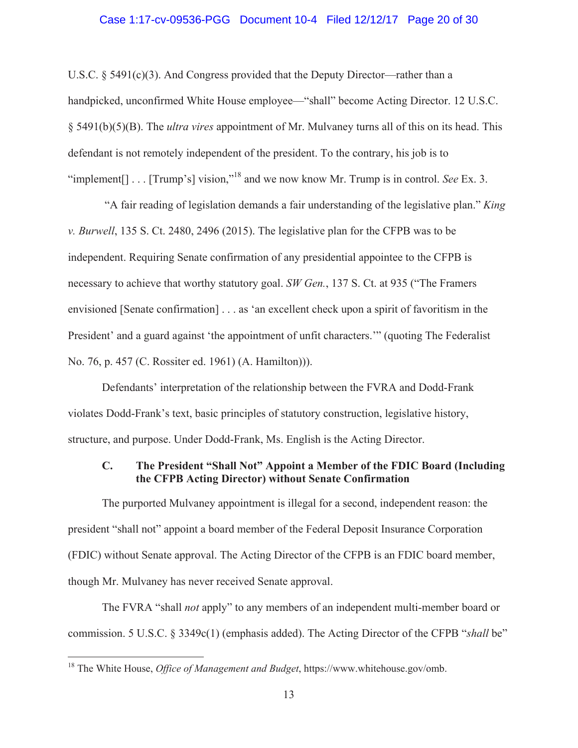U.S.C. § 5491(c)(3). And Congress provided that the Deputy Director—rather than a handpicked, unconfirmed White House employee—"shall" become Acting Director. 12 U.S.C. § 5491(b)(5)(B). The *ultra vires* appointment of Mr. Mulvaney turns all of this on its head. This defendant is not remotely independent of the president. To the contrary, his job is to "implement[] . . . [Trump's] vision,"[18] and we now know Mr. Trump is in control. *See* Ex. 3.

"A fair reading of legislation demands a fair understanding of the legislative plan." *King v. Burwell*, 135 S. Ct. 2480, 2496 (2015). The legislative plan for the CFPB was to be independent. Requiring Senate confirmation of any presidential appointee to the CFPB is necessary to achieve that worthy statutory goal. *SW Gen.*, 137 S. Ct. at 935 ("The Framers envisioned [Senate confirmation] . . . as 'an excellent check upon a spirit of favoritism in the President' and a guard against 'the appointment of unfit characters.'" (quoting The Federalist No. 76, p. 457 (C. Rossiter ed. 1961) (A. Hamilton))).

Defendants' interpretation of the relationship between the FVRA and Dodd-Frank violates Dodd-Frank's text, basic principles of statutory construction, legislative history, structure, and purpose. Under Dodd-Frank, Ms. English is the Acting Director.

### C. The President "Shall Not" Appoint a Member of the FDIC Board (Including the CFPB Acting Director) without Senate Confirmation

The purported Mulvaney appointment is illegal for a second, independent reason: the president "shall not" appoint a board member of the Federal Deposit Insurance Corporation (FDIC) without Senate approval. The Acting Director of the CFPB is an FDIC board member, though Mr. Mulvaney has never received Senate approval.

The FVRA "shall *not* apply" to any members of an independent multi-member board or commission. 5 U.S.C. § 3349c(1) (emphasis added). The Acting Director of the CFPB "*shall* be"

---

[18] The White House, *Office of Management and Budget*, https://www.whitehouse.gov/omb.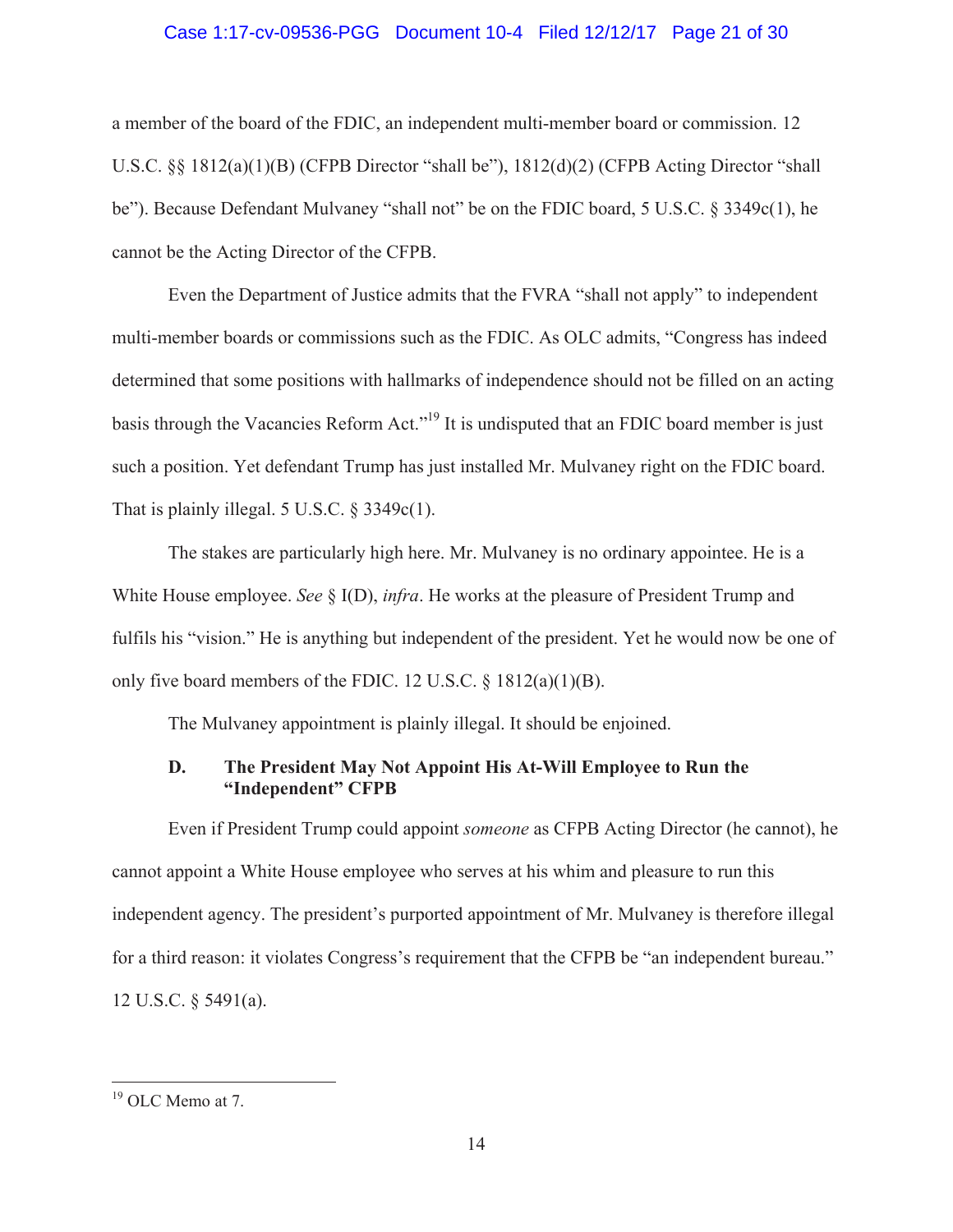a member of the board of the FDIC, an independent multi-member board or commission. 12 U.S.C. §§ 1812(a)(1)(B) (CFPB Director "shall be"), 1812(d)(2) (CFPB Acting Director "shall be"). Because Defendant Mulvaney "shall not" be on the FDIC board, 5 U.S.C. § 3349c(1), he cannot be the Acting Director of the CFPB.

Even the Department of Justice admits that the FVRA "shall not apply" to independent multi-member boards or commissions such as the FDIC. As OLC admits, "Congress has indeed determined that some positions with hallmarks of independence should not be filled on an acting basis through the Vacancies Reform Act."[19] It is undisputed that an FDIC board member is just such a position. Yet defendant Trump has just installed Mr. Mulvaney right on the FDIC board. That is plainly illegal. 5 U.S.C. § 3349c(1).

The stakes are particularly high here. Mr. Mulvaney is no ordinary appointee. He is a White House employee. *See* § I(D), *infra*. He works at the pleasure of President Trump and fulfils his "vision." He is anything but independent of the president. Yet he would now be one of only five board members of the FDIC. 12 U.S.C. § 1812(a)(1)(B).

The Mulvaney appointment is plainly illegal. It should be enjoined.

### D. The President May Not Appoint His At-Will Employee to Run the "Independent" CFPB

Even if President Trump could appoint *someone* as CFPB Acting Director (he cannot), he cannot appoint a White House employee who serves at his whim and pleasure to run this independent agency. The president's purported appointment of Mr. Mulvaney is therefore illegal for a third reason: it violates Congress's requirement that the CFPB be "an independent bureau." 12 U.S.C. § 5491(a).

---

[19] OLC Memo at 7.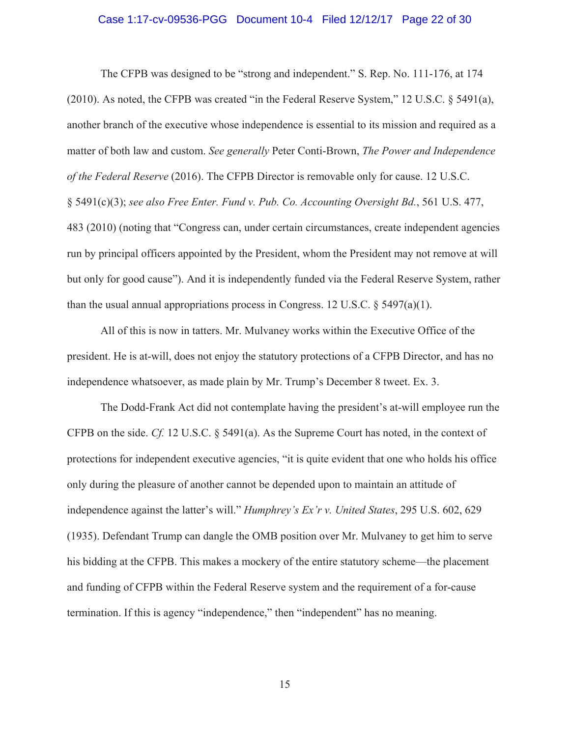The CFPB was designed to be "strong and independent." S. Rep. No. 111-176, at 174 (2010). As noted, the CFPB was created "in the Federal Reserve System," 12 U.S.C. § 5491(a), another branch of the executive whose independence is essential to its mission and required as a matter of both law and custom. *See generally* Peter Conti-Brown, *The Power and Independence of the Federal Reserve* (2016). The CFPB Director is removable only for cause. 12 U.S.C. § 5491(c)(3); *see also Free Enter. Fund v. Pub. Co. Accounting Oversight Bd.*, 561 U.S. 477, 483 (2010) (noting that "Congress can, under certain circumstances, create independent agencies run by principal officers appointed by the President, whom the President may not remove at will but only for good cause"). And it is independently funded via the Federal Reserve System, rather than the usual annual appropriations process in Congress. 12 U.S.C. § 5497(a)(1).

All of this is now in tatters. Mr. Mulvaney works within the Executive Office of the president. He is at-will, does not enjoy the statutory protections of a CFPB Director, and has no independence whatsoever, as made plain by Mr. Trump's December 8 tweet. Ex. 3.

The Dodd-Frank Act did not contemplate having the president's at-will employee run the CFPB on the side. *Cf.* 12 U.S.C. § 5491(a). As the Supreme Court has noted, in the context of protections for independent executive agencies, "it is quite evident that one who holds his office only during the pleasure of another cannot be depended upon to maintain an attitude of independence against the latter's will." *Humphrey's Ex'r v. United States*, 295 U.S. 602, 629 (1935). Defendant Trump can dangle the OMB position over Mr. Mulvaney to get him to serve his bidding at the CFPB. This makes a mockery of the entire statutory scheme—the placement and funding of CFPB within the Federal Reserve system and the requirement of a for-cause termination. If this is agency "independence," then "independent" has no meaning.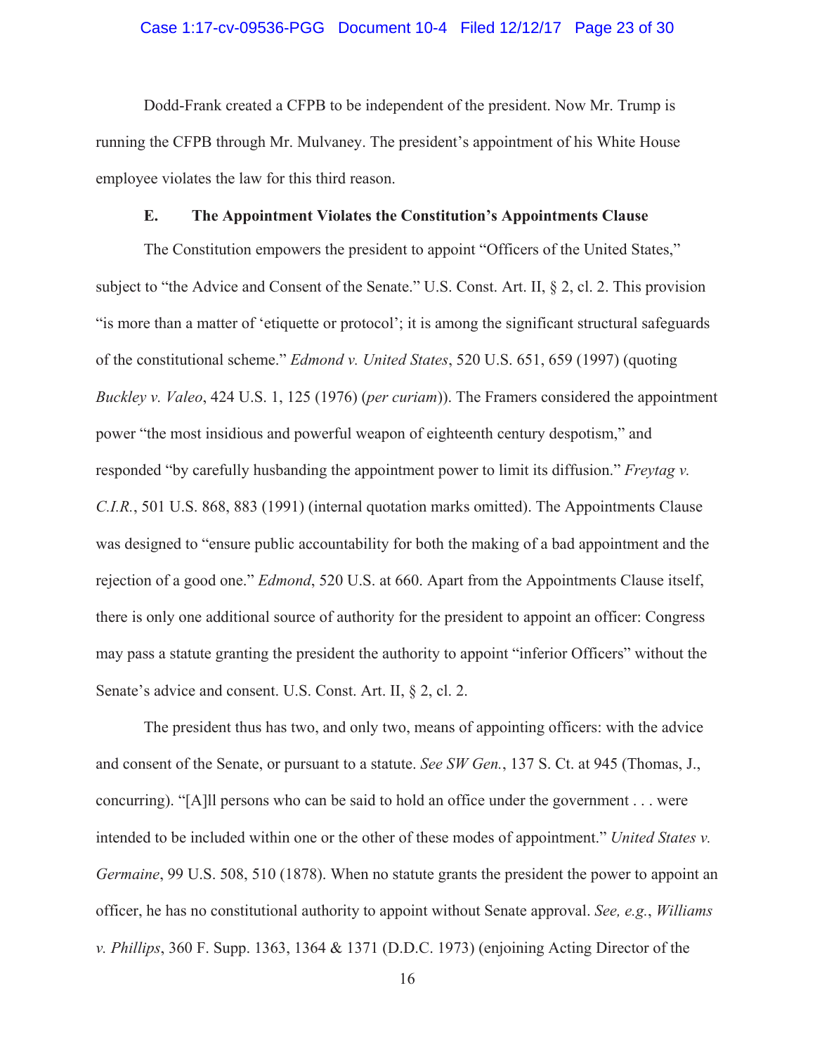Dodd-Frank created a CFPB to be independent of the president. Now Mr. Trump is running the CFPB through Mr. Mulvaney. The president's appointment of his White House employee violates the law for this third reason.

### E. The Appointment Violates the Constitution's Appointments Clause

The Constitution empowers the president to appoint "Officers of the United States," subject to "the Advice and Consent of the Senate." U.S. Const. Art. II, § 2, cl. 2. This provision "is more than a matter of 'etiquette or protocol'; it is among the significant structural safeguards of the constitutional scheme." *Edmond v. United States*, 520 U.S. 651, 659 (1997) (quoting *Buckley v. Valeo*, 424 U.S. 1, 125 (1976) (*per curiam*)). The Framers considered the appointment power "the most insidious and powerful weapon of eighteenth century despotism," and responded "by carefully husbanding the appointment power to limit its diffusion." *Freytag v. C.I.R.*, 501 U.S. 868, 883 (1991) (internal quotation marks omitted). The Appointments Clause was designed to "ensure public accountability for both the making of a bad appointment and the rejection of a good one." *Edmond*, 520 U.S. at 660. Apart from the Appointments Clause itself, there is only one additional source of authority for the president to appoint an officer: Congress may pass a statute granting the president the authority to appoint "inferior Officers" without the Senate's advice and consent. U.S. Const. Art. II, § 2, cl. 2.

The president thus has two, and only two, means of appointing officers: with the advice and consent of the Senate, or pursuant to a statute. *See SW Gen.*, 137 S. Ct. at 945 (Thomas, J., concurring). "[A]ll persons who can be said to hold an office under the government . . . were intended to be included within one or the other of these modes of appointment." *United States v. Germaine*, 99 U.S. 508, 510 (1878). When no statute grants the president the power to appoint an officer, he has no constitutional authority to appoint without Senate approval. *See, e.g.*, *Williams v. Phillips*, 360 F. Supp. 1363, 1364 & 1371 (D.D.C. 1973) (enjoining Acting Director of the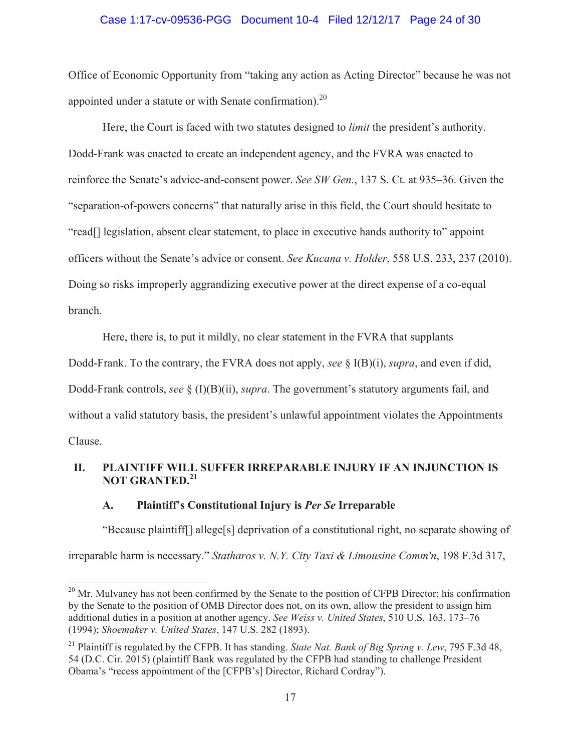Office of Economic Opportunity from "taking any action as Acting Director" because he was not appointed under a statute or with Senate confirmation).[20]

Here, the Court is faced with two statutes designed to *limit* the president's authority. Dodd-Frank was enacted to create an independent agency, and the FVRA was enacted to reinforce the Senate's advice-and-consent power. *See SW Gen.*, 137 S. Ct. at 935–36. Given the "separation-of-powers concerns" that naturally arise in this field, the Court should hesitate to "read[] legislation, absent clear statement, to place in executive hands authority to" appoint officers without the Senate's advice or consent. *See Kucana v. Holder*, 558 U.S. 233, 237 (2010). Doing so risks improperly aggrandizing executive power at the direct expense of a co-equal branch.

Here, there is, to put it mildly, no clear statement in the FVRA that supplants Dodd-Frank. To the contrary, the FVRA does not apply, *see* § I(B)(i), *supra*, and even if did, Dodd-Frank controls, *see* § (I)(B)(ii), *supra*. The government's statutory arguments fail, and without a valid statutory basis, the president's unlawful appointment violates the Appointments Clause.

## II. PLAINTIFF WILL SUFFER IRREPARABLE INJURY IF AN INJUNCTION IS NOT GRANTED.[21]

### A. Plaintiff's Constitutional Injury is *Per Se* Irreparable

"Because plaintiff[] allege[s] deprivation of a constitutional right, no separate showing of irreparable harm is necessary." *Statharos v. N.Y. City Taxi & Limousine Comm'n*, 198 F.3d 317,

---

[20] Mr. Mulvaney has not been confirmed by the Senate to the position of CFPB Director; his confirmation by the Senate to the position of OMB Director does not, on its own, allow the president to assign him additional duties in a position at another agency. *See Weiss v. United States*, 510 U.S. 163, 173–76 (1994); *Shoemaker v. United States*, 147 U.S. 282 (1893).

[21] Plaintiff is regulated by the CFPB. It has standing. *State Nat. Bank of Big Spring v. Lew*, 795 F.3d 48, 54 (D.C. Cir. 2015) (plaintiff Bank was regulated by the CFPB had standing to challenge President Obama's "recess appointment of the [CFPB's] Director, Richard Cordray").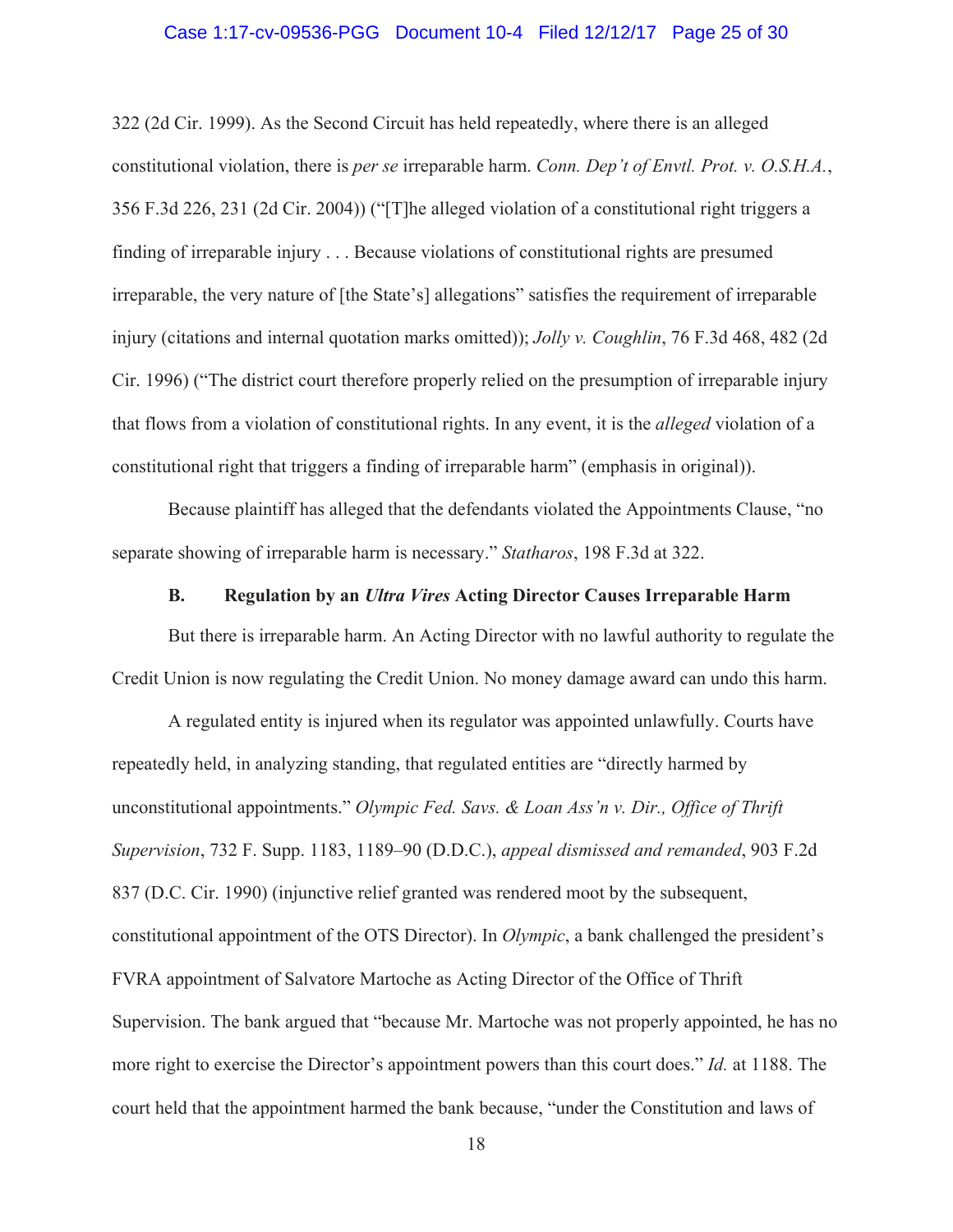322 (2d Cir. 1999). As the Second Circuit has held repeatedly, where there is an alleged constitutional violation, there is *per se* irreparable harm. *Conn. Dep't of Envtl. Prot. v. O.S.H.A.*, 356 F.3d 226, 231 (2d Cir. 2004)) ("[T]he alleged violation of a constitutional right triggers a finding of irreparable injury . . . Because violations of constitutional rights are presumed irreparable, the very nature of [the State's] allegations" satisfies the requirement of irreparable injury (citations and internal quotation marks omitted)); *Jolly v. Coughlin*, 76 F.3d 468, 482 (2d Cir. 1996) ("The district court therefore properly relied on the presumption of irreparable injury that flows from a violation of constitutional rights. In any event, it is the *alleged* violation of a constitutional right that triggers a finding of irreparable harm" (emphasis in original)).

Because plaintiff has alleged that the defendants violated the Appointments Clause, "no separate showing of irreparable harm is necessary." *Statharos*, 198 F.3d at 322.

### B. Regulation by an *Ultra Vires* Acting Director Causes Irreparable Harm

But there is irreparable harm. An Acting Director with no lawful authority to regulate the Credit Union is now regulating the Credit Union. No money damage award can undo this harm.

A regulated entity is injured when its regulator was appointed unlawfully. Courts have repeatedly held, in analyzing standing, that regulated entities are "directly harmed by unconstitutional appointments." *Olympic Fed. Savs. & Loan Ass'n v. Dir., Office of Thrift Supervision*, 732 F. Supp. 1183, 1189–90 (D.D.C.), *appeal dismissed and remanded*, 903 F.2d 837 (D.C. Cir. 1990) (injunctive relief granted was rendered moot by the subsequent, constitutional appointment of the OTS Director). In *Olympic*, a bank challenged the president's FVRA appointment of Salvatore Martoche as Acting Director of the Office of Thrift Supervision. The bank argued that "because Mr. Martoche was not properly appointed, he has no more right to exercise the Director's appointment powers than this court does." *Id.* at 1188. The court held that the appointment harmed the bank because, "under the Constitution and laws of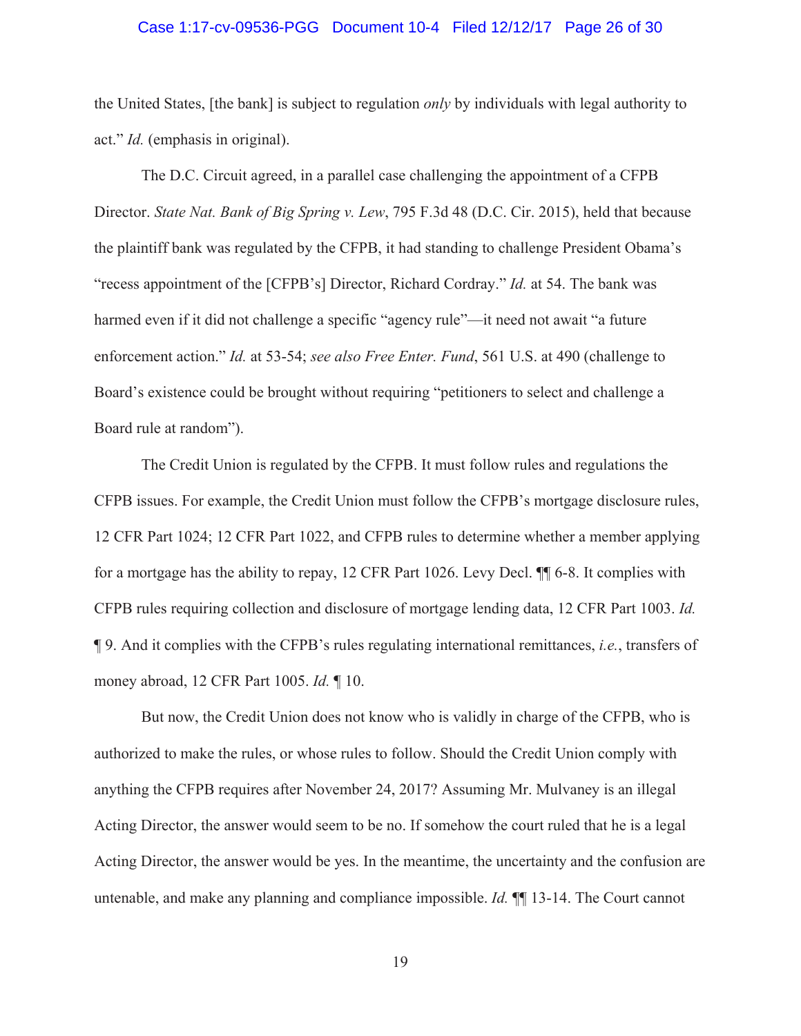the United States, [the bank] is subject to regulation *only* by individuals with legal authority to act." *Id.* (emphasis in original).

The D.C. Circuit agreed, in a parallel case challenging the appointment of a CFPB Director. *State Nat. Bank of Big Spring v. Lew*, 795 F.3d 48 (D.C. Cir. 2015), held that because the plaintiff bank was regulated by the CFPB, it had standing to challenge President Obama's "recess appointment of the [CFPB's] Director, Richard Cordray." *Id.* at 54. The bank was harmed even if it did not challenge a specific "agency rule"—it need not await "a future enforcement action." *Id.* at 53-54; *see also Free Enter. Fund*, 561 U.S. at 490 (challenge to Board's existence could be brought without requiring "petitioners to select and challenge a Board rule at random").

The Credit Union is regulated by the CFPB. It must follow rules and regulations the CFPB issues. For example, the Credit Union must follow the CFPB's mortgage disclosure rules, 12 CFR Part 1024; 12 CFR Part 1022, and CFPB rules to determine whether a member applying for a mortgage has the ability to repay, 12 CFR Part 1026. Levy Decl. ¶¶ 6-8. It complies with CFPB rules requiring collection and disclosure of mortgage lending data, 12 CFR Part 1003. *Id.* ¶ 9. And it complies with the CFPB's rules regulating international remittances, *i.e.*, transfers of money abroad, 12 CFR Part 1005. *Id.* ¶ 10.

But now, the Credit Union does not know who is validly in charge of the CFPB, who is authorized to make the rules, or whose rules to follow. Should the Credit Union comply with anything the CFPB requires after November 24, 2017? Assuming Mr. Mulvaney is an illegal Acting Director, the answer would seem to be no. If somehow the court ruled that he is a legal Acting Director, the answer would be yes. In the meantime, the uncertainty and the confusion are untenable, and make any planning and compliance impossible. *Id.* ¶¶ 13-14. The Court cannot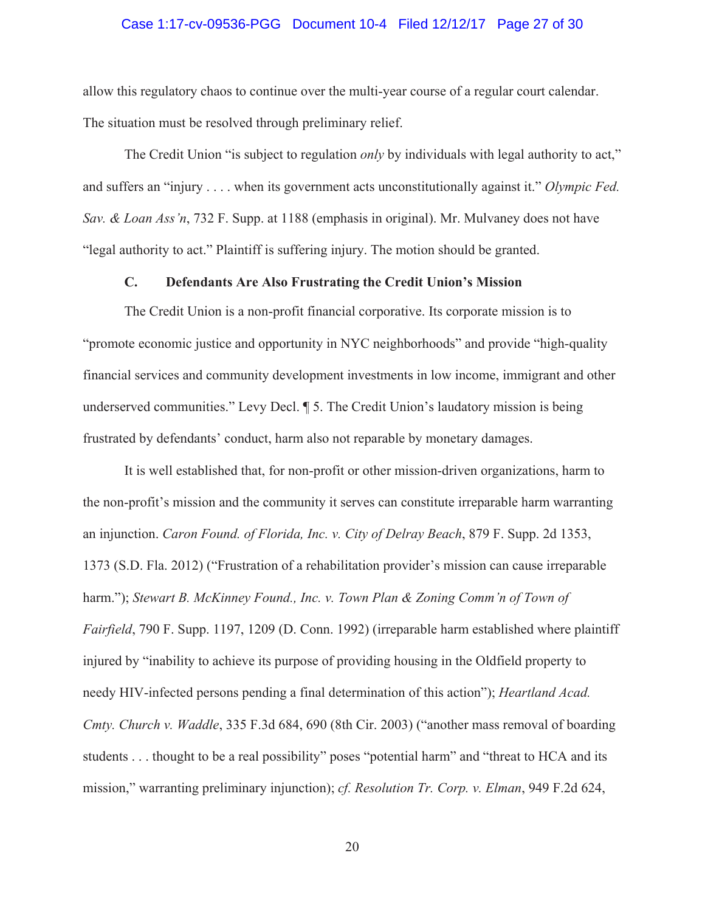allow this regulatory chaos to continue over the multi-year course of a regular court calendar. The situation must be resolved through preliminary relief.

The Credit Union "is subject to regulation *only* by individuals with legal authority to act," and suffers an "injury . . . . when its government acts unconstitutionally against it." *Olympic Fed. Sav. & Loan Ass'n*, 732 F. Supp. at 1188 (emphasis in original). Mr. Mulvaney does not have "legal authority to act." Plaintiff is suffering injury. The motion should be granted.

### C. Defendants Are Also Frustrating the Credit Union's Mission

The Credit Union is a non-profit financial corporative. Its corporate mission is to "promote economic justice and opportunity in NYC neighborhoods" and provide "high-quality financial services and community development investments in low income, immigrant and other underserved communities." Levy Decl. ¶ 5. The Credit Union's laudatory mission is being frustrated by defendants' conduct, harm also not reparable by monetary damages.

It is well established that, for non-profit or other mission-driven organizations, harm to the non-profit's mission and the community it serves can constitute irreparable harm warranting an injunction. *Caron Found. of Florida, Inc. v. City of Delray Beach*, 879 F. Supp. 2d 1353, 1373 (S.D. Fla. 2012) ("Frustration of a rehabilitation provider's mission can cause irreparable harm."); *Stewart B. McKinney Found., Inc. v. Town Plan & Zoning Comm'n of Town of Fairfield*, 790 F. Supp. 1197, 1209 (D. Conn. 1992) (irreparable harm established where plaintiff injured by "inability to achieve its purpose of providing housing in the Oldfield property to needy HIV-infected persons pending a final determination of this action"); *Heartland Acad. Cmty. Church v. Waddle*, 335 F.3d 684, 690 (8th Cir. 2003) ("another mass removal of boarding students . . . thought to be a real possibility" poses "potential harm" and "threat to HCA and its mission," warranting preliminary injunction); *cf. Resolution Tr. Corp. v. Elman*, 949 F.2d 624,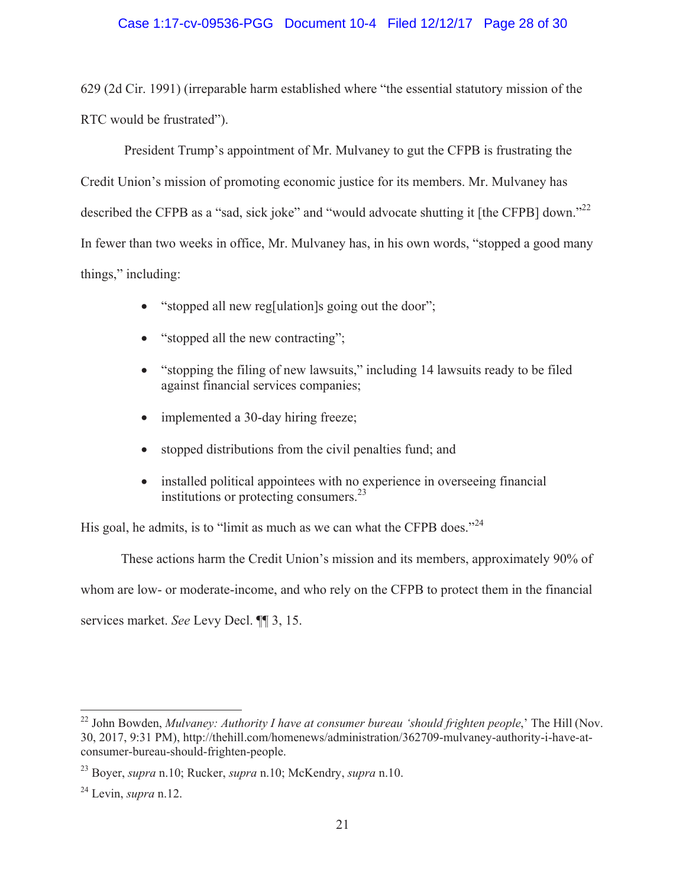629 (2d Cir. 1991) (irreparable harm established where "the essential statutory mission of the RTC would be frustrated").

President Trump's appointment of Mr. Mulvaney to gut the CFPB is frustrating the Credit Union's mission of promoting economic justice for its members. Mr. Mulvaney has described the CFPB as a "sad, sick joke" and "would advocate shutting it [the CFPB] down."[22] In fewer than two weeks in office, Mr. Mulvaney has, in his own words, "stopped a good many things," including:

- "stopped all new reg[ulation]s going out the door";
- "stopped all the new contracting";
- "stopping the filing of new lawsuits," including 14 lawsuits ready to be filed against financial services companies;
- implemented a 30-day hiring freeze;
- stopped distributions from the civil penalties fund; and
- installed political appointees with no experience in overseeing financial institutions or protecting consumers.[23]

His goal, he admits, is to "limit as much as we can what the CFPB does."[24]

These actions harm the Credit Union's mission and its members, approximately 90% of whom are low- or moderate-income, and who rely on the CFPB to protect them in the financial services market. *See* Levy Decl. ¶¶ 3, 15.

---

[22] John Bowden, *Mulvaney: Authority I have at consumer bureau 'should frighten people*,' The Hill (Nov. 30, 2017, 9:31 PM), http://thehill.com/homenews/administration/362709-mulvaney-authority-i-have-at-consumer-bureau-should-frighten-people.

[23] Boyer, *supra* n.10; Rucker, *supra* n.10; McKendry, *supra* n.10.

[24] Levin, *supra* n.12.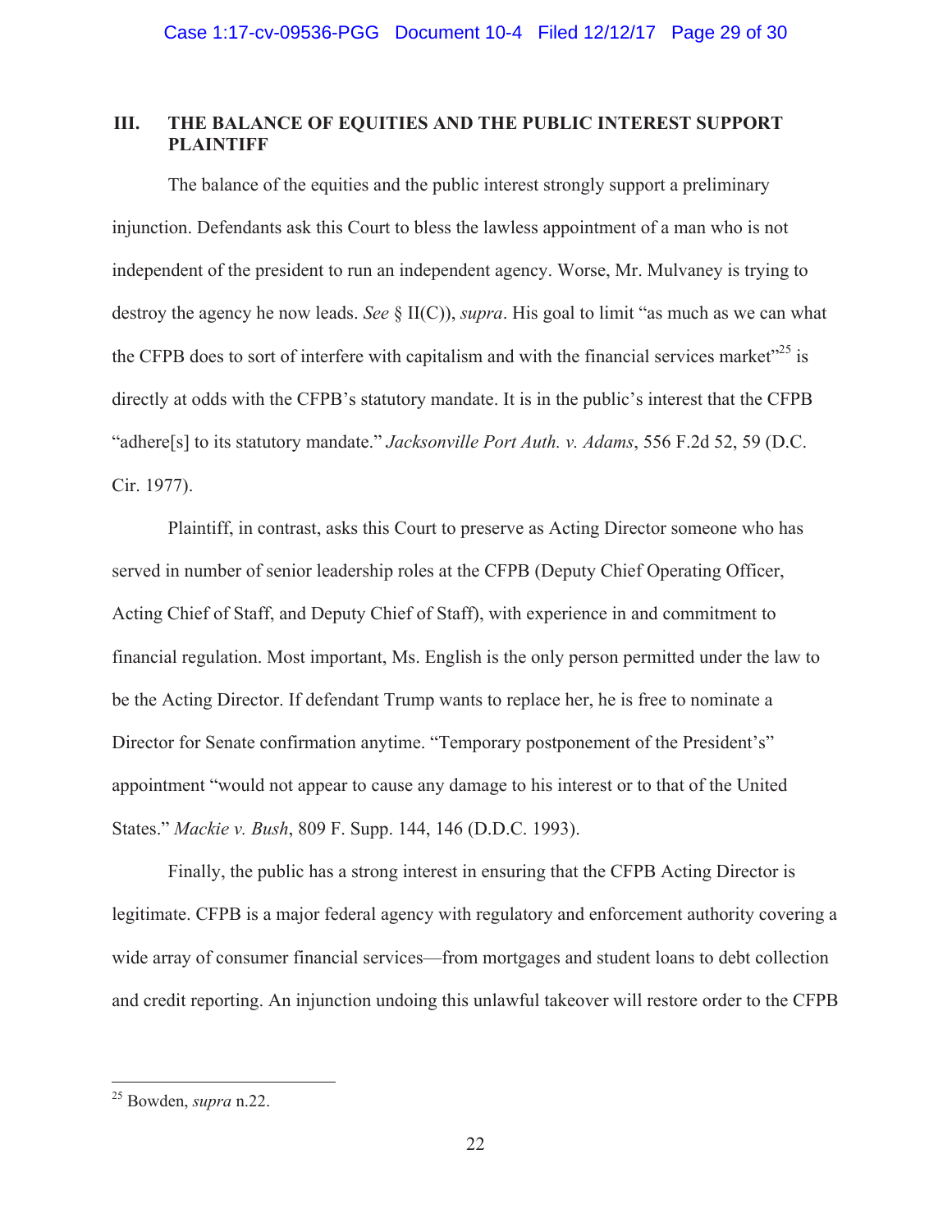## III. THE BALANCE OF EQUITIES AND THE PUBLIC INTEREST SUPPORT PLAINTIFF

The balance of the equities and the public interest strongly support a preliminary injunction. Defendants ask this Court to bless the lawless appointment of a man who is not independent of the president to run an independent agency. Worse, Mr. Mulvaney is trying to destroy the agency he now leads. *See* § II(C)), *supra*. His goal to limit "as much as we can what the CFPB does to sort of interfere with capitalism and with the financial services market"[25] is directly at odds with the CFPB's statutory mandate. It is in the public's interest that the CFPB "adhere[s] to its statutory mandate." *Jacksonville Port Auth. v. Adams*, 556 F.2d 52, 59 (D.C. Cir. 1977).

Plaintiff, in contrast, asks this Court to preserve as Acting Director someone who has served in number of senior leadership roles at the CFPB (Deputy Chief Operating Officer, Acting Chief of Staff, and Deputy Chief of Staff), with experience in and commitment to financial regulation. Most important, Ms. English is the only person permitted under the law to be the Acting Director. If defendant Trump wants to replace her, he is free to nominate a Director for Senate confirmation anytime. "Temporary postponement of the President's" appointment "would not appear to cause any damage to his interest or to that of the United States." *Mackie v. Bush*, 809 F. Supp. 144, 146 (D.D.C. 1993).

Finally, the public has a strong interest in ensuring that the CFPB Acting Director is legitimate. CFPB is a major federal agency with regulatory and enforcement authority covering a wide array of consumer financial services—from mortgages and student loans to debt collection and credit reporting. An injunction undoing this unlawful takeover will restore order to the CFPB

---

[25] Bowden, *supra* n.22.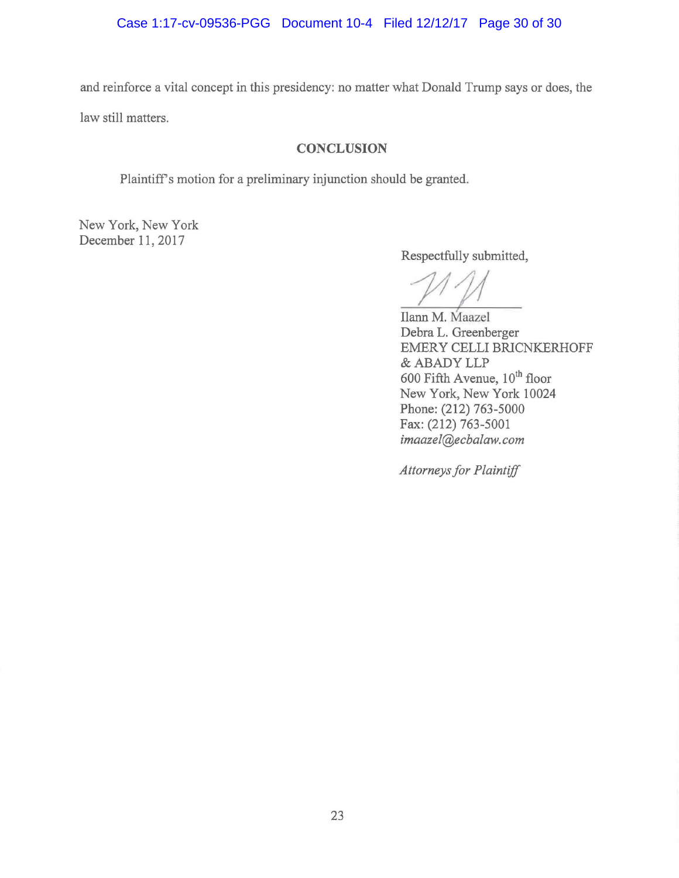and reinforce a vital concept in this presidency: no matter what Donald Trump says or does, the law still matters.

## CONCLUSION

Plaintiff's motion for a preliminary injunction should be granted.

New York, New York
December 11, 2017

Respectfully submitted,

Ilann M. Maazel
Debra L. Greenberger
EMERY CELLI BRICNKERHOFF
& ABADY LLP
600 Fifth Avenue, 10th floor
New York, New York 10024
Phone: (212) 763-5000
Fax: (212) 763-5001
*imaazel@ecbalaw.com*

*Attorneys for Plaintiff*